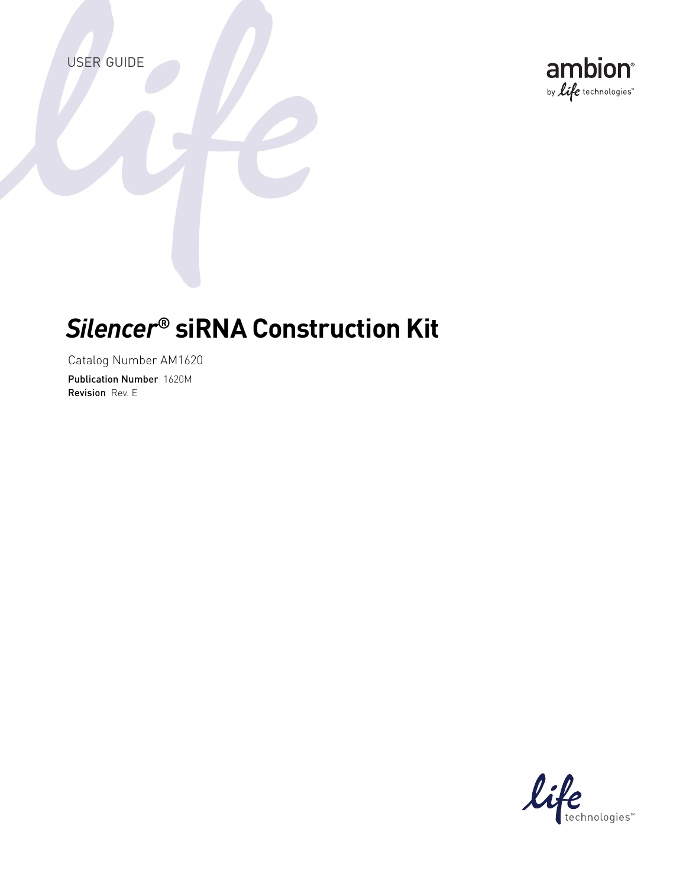USER GUIDE

ambion® by life technologies™

# *Silencer*® siRNA Construction Kit

Catalog Number AM1620

**Publication Number** 1620M
**Revision** Rev. E

life technologies™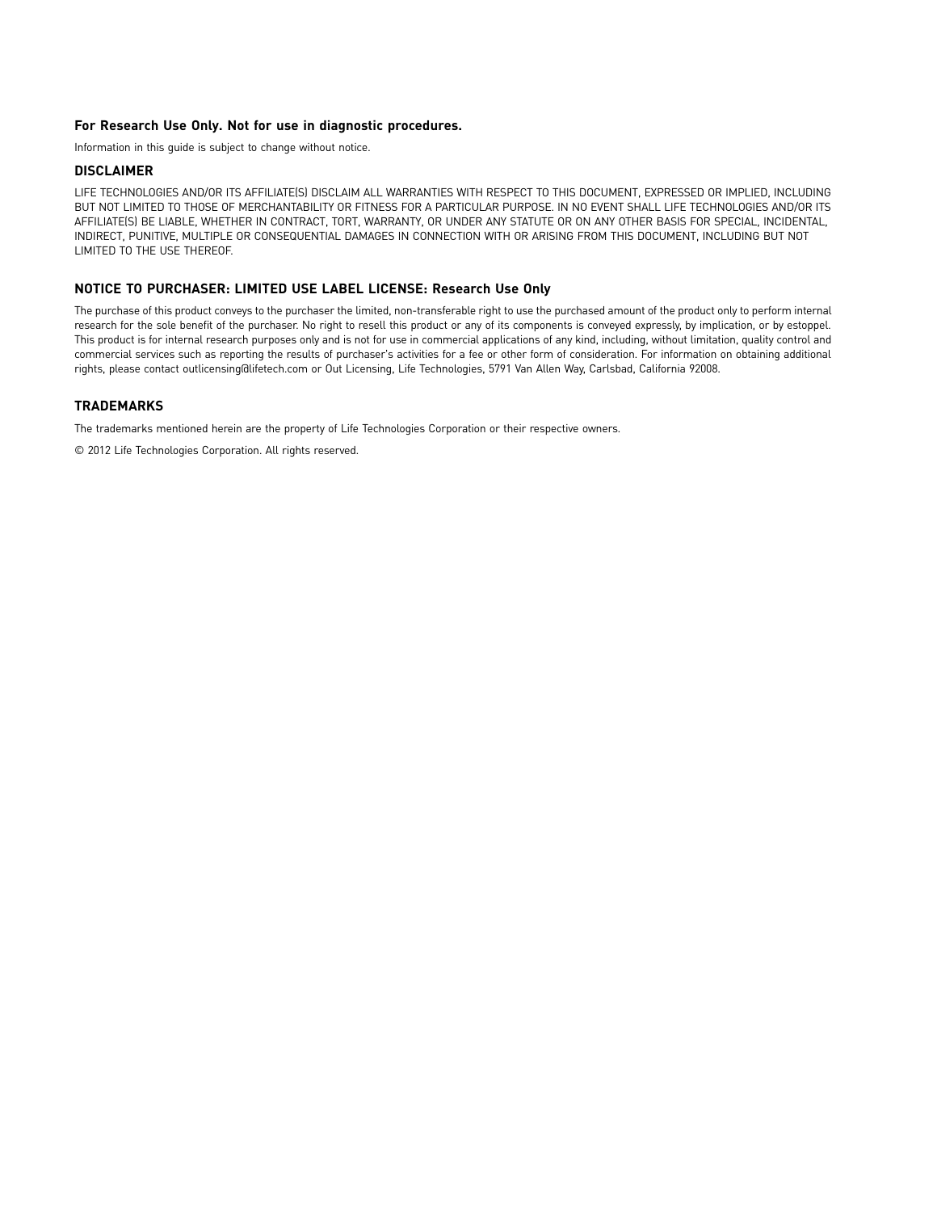**For Research Use Only. Not for use in diagnostic procedures.**

Information in this guide is subject to change without notice.

## DISCLAIMER

LIFE TECHNOLOGIES AND/OR ITS AFFILIATE(S) DISCLAIM ALL WARRANTIES WITH RESPECT TO THIS DOCUMENT, EXPRESSED OR IMPLIED, INCLUDING BUT NOT LIMITED TO THOSE OF MERCHANTABILITY OR FITNESS FOR A PARTICULAR PURPOSE. IN NO EVENT SHALL LIFE TECHNOLOGIES AND/OR ITS AFFILIATE(S) BE LIABLE, WHETHER IN CONTRACT, TORT, WARRANTY, OR UNDER ANY STATUTE OR ON ANY OTHER BASIS FOR SPECIAL, INCIDENTAL, INDIRECT, PUNITIVE, MULTIPLE OR CONSEQUENTIAL DAMAGES IN CONNECTION WITH OR ARISING FROM THIS DOCUMENT, INCLUDING BUT NOT LIMITED TO THE USE THEREOF.

## NOTICE TO PURCHASER: LIMITED USE LABEL LICENSE: Research Use Only

The purchase of this product conveys to the purchaser the limited, non-transferable right to use the purchased amount of the product only to perform internal research for the sole benefit of the purchaser. No right to resell this product or any of its components is conveyed expressly, by implication, or by estoppel. This product is for internal research purposes only and is not for use in commercial applications of any kind, including, without limitation, quality control and commercial services such as reporting the results of purchaser's activities for a fee or other form of consideration. For information on obtaining additional rights, please contact outlicensing@lifetech.com or Out Licensing, Life Technologies, 5791 Van Allen Way, Carlsbad, California 92008.

## TRADEMARKS

The trademarks mentioned herein are the property of Life Technologies Corporation or their respective owners.

© 2012 Life Technologies Corporation. All rights reserved.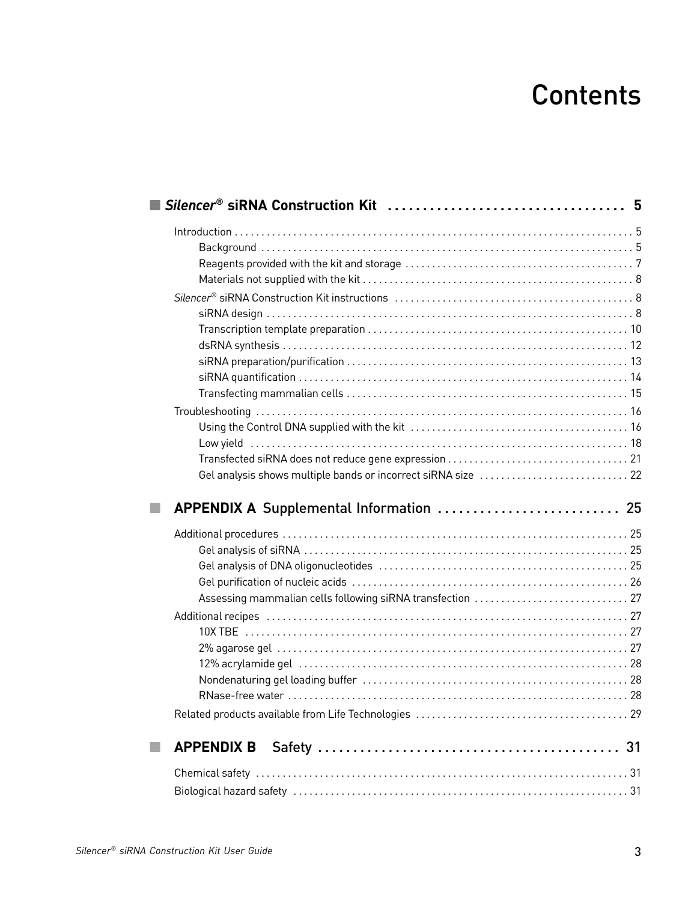# Contents

## *Silencer®* siRNA Construction Kit . . . . . . . . . . 5

- Introduction . . . . . . . . . . 5
  - Background . . . . . . . . . . 5
  - Reagents provided with the kit and storage . . . . . . . . . . 7
  - Materials not supplied with the kit . . . . . . . . . . 8
- *Silencer®* siRNA Construction Kit instructions . . . . . . . . . . 8
  - siRNA design . . . . . . . . . . 8
  - Transcription template preparation . . . . . . . . . . 10
  - dsRNA synthesis . . . . . . . . . . 12
  - siRNA preparation/purification . . . . . . . . . . 13
  - siRNA quantification . . . . . . . . . . 14
  - Transfecting mammalian cells . . . . . . . . . . 15
- Troubleshooting . . . . . . . . . . 16
  - Using the Control DNA supplied with the kit . . . . . . . . . . 16
  - Low yield . . . . . . . . . . 18
  - Transfected siRNA does not reduce gene expression . . . . . . . . . . 21
  - Gel analysis shows multiple bands or incorrect siRNA size . . . . . . . . . . 22

## APPENDIX A Supplemental Information . . . . . . . . . . 25

- Additional procedures . . . . . . . . . . 25
  - Gel analysis of siRNA . . . . . . . . . . 25
  - Gel analysis of DNA oligonucleotides . . . . . . . . . . 25
  - Gel purification of nucleic acids . . . . . . . . . . 26
  - Assessing mammalian cells following siRNA transfection . . . . . . . . . . 27
- Additional recipes . . . . . . . . . . 27
  - 10X TBE . . . . . . . . . . 27
  - 2% agarose gel . . . . . . . . . . 27
  - 12% acrylamide gel . . . . . . . . . . 28
  - Nondenaturing gel loading buffer . . . . . . . . . . 28
  - RNase-free water . . . . . . . . . . 28
- Related products available from Life Technologies . . . . . . . . . . 29

## APPENDIX B Safety . . . . . . . . . . 31

- Chemical safety . . . . . . . . . . 31
- Biological hazard safety . . . . . . . . . . 31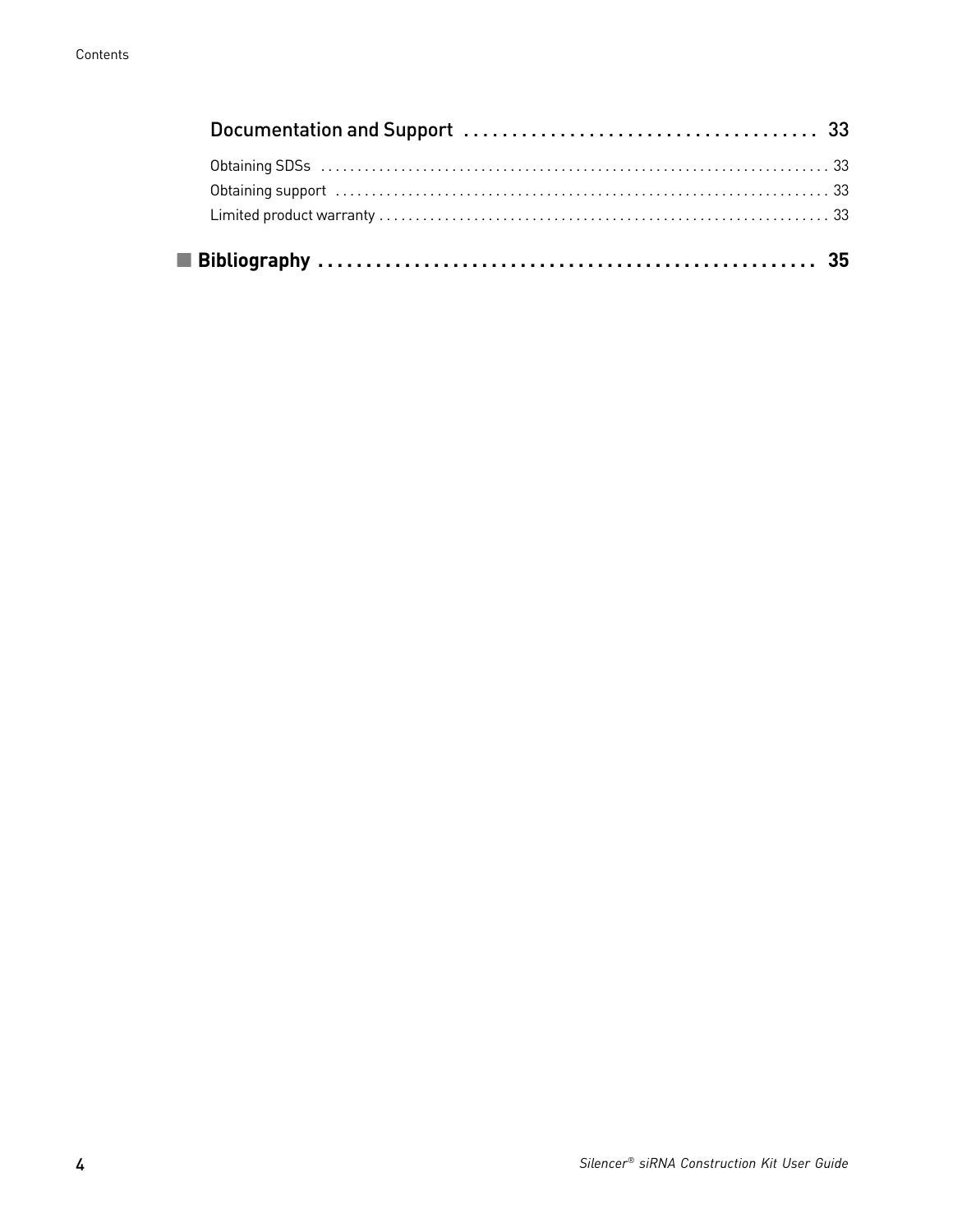Documentation and Support ..................................... 33

Obtaining SDSs ..................................................................... 33

Obtaining support ................................................................... 33

Limited product warranty ............................................................. 33

■ **Bibliography ..................................................... 35**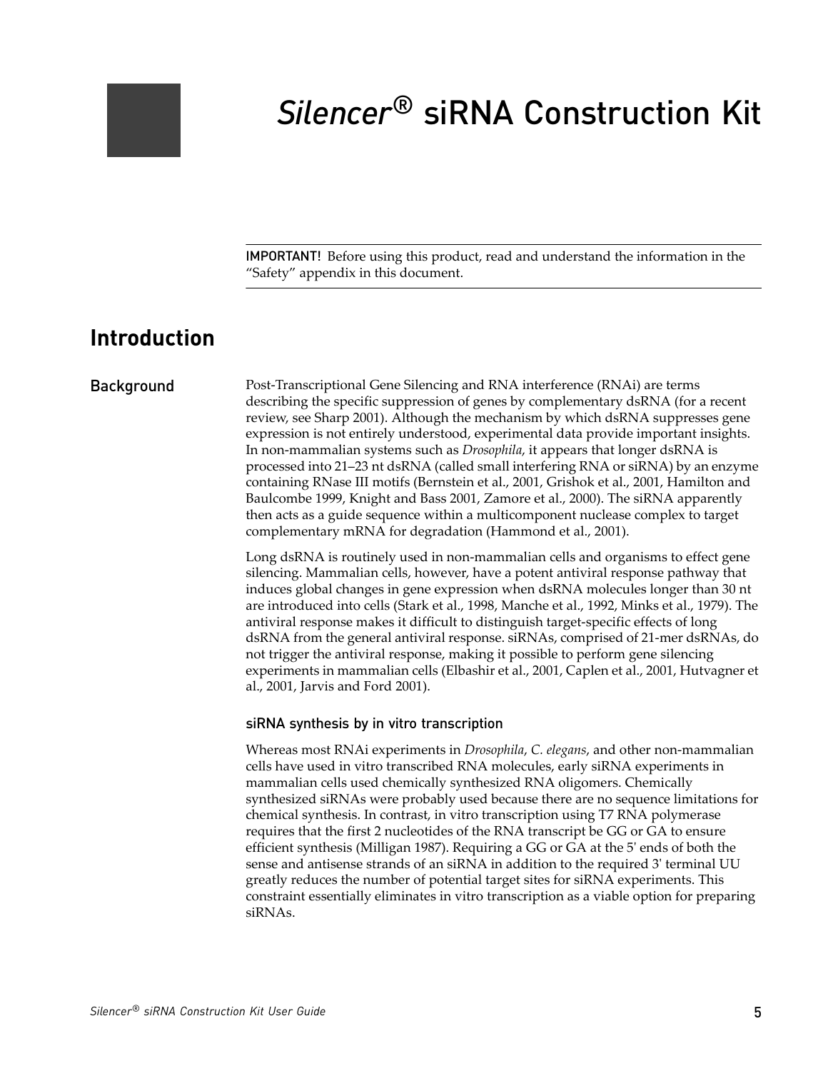# *Silencer®* siRNA Construction Kit

**IMPORTANT!** Before using this product, read and understand the information in the "Safety" appendix in this document.

## Introduction

### Background

Post-Transcriptional Gene Silencing and RNA interference (RNAi) are terms describing the specific suppression of genes by complementary dsRNA (for a recent review, see Sharp 2001). Although the mechanism by which dsRNA suppresses gene expression is not entirely understood, experimental data provide important insights. In non-mammalian systems such as *Drosophila*, it appears that longer dsRNA is processed into 21–23 nt dsRNA (called small interfering RNA or siRNA) by an enzyme containing RNase III motifs (Bernstein et al., 2001, Grishok et al., 2001, Hamilton and Baulcombe 1999, Knight and Bass 2001, Zamore et al., 2000). The siRNA apparently then acts as a guide sequence within a multicomponent nuclease complex to target complementary mRNA for degradation (Hammond et al., 2001).

Long dsRNA is routinely used in non-mammalian cells and organisms to effect gene silencing. Mammalian cells, however, have a potent antiviral response pathway that induces global changes in gene expression when dsRNA molecules longer than 30 nt are introduced into cells (Stark et al., 1998, Manche et al., 1992, Minks et al., 1979). The antiviral response makes it difficult to distinguish target-specific effects of long dsRNA from the general antiviral response. siRNAs, comprised of 21-mer dsRNAs, do not trigger the antiviral response, making it possible to perform gene silencing experiments in mammalian cells (Elbashir et al., 2001, Caplen et al., 2001, Hutvagner et al., 2001, Jarvis and Ford 2001).

#### siRNA synthesis by in vitro transcription

Whereas most RNAi experiments in *Drosophila*, *C. elegans*, and other non-mammalian cells have used in vitro transcribed RNA molecules, early siRNA experiments in mammalian cells used chemically synthesized RNA oligomers. Chemically synthesized siRNAs were probably used because there are no sequence limitations for chemical synthesis. In contrast, in vitro transcription using T7 RNA polymerase requires that the first 2 nucleotides of the RNA transcript be GG or GA to ensure efficient synthesis (Milligan 1987). Requiring a GG or GA at the 5' ends of both the sense and antisense strands of an siRNA in addition to the required 3' terminal UU greatly reduces the number of potential target sites for siRNA experiments. This constraint essentially eliminates in vitro transcription as a viable option for preparing siRNAs.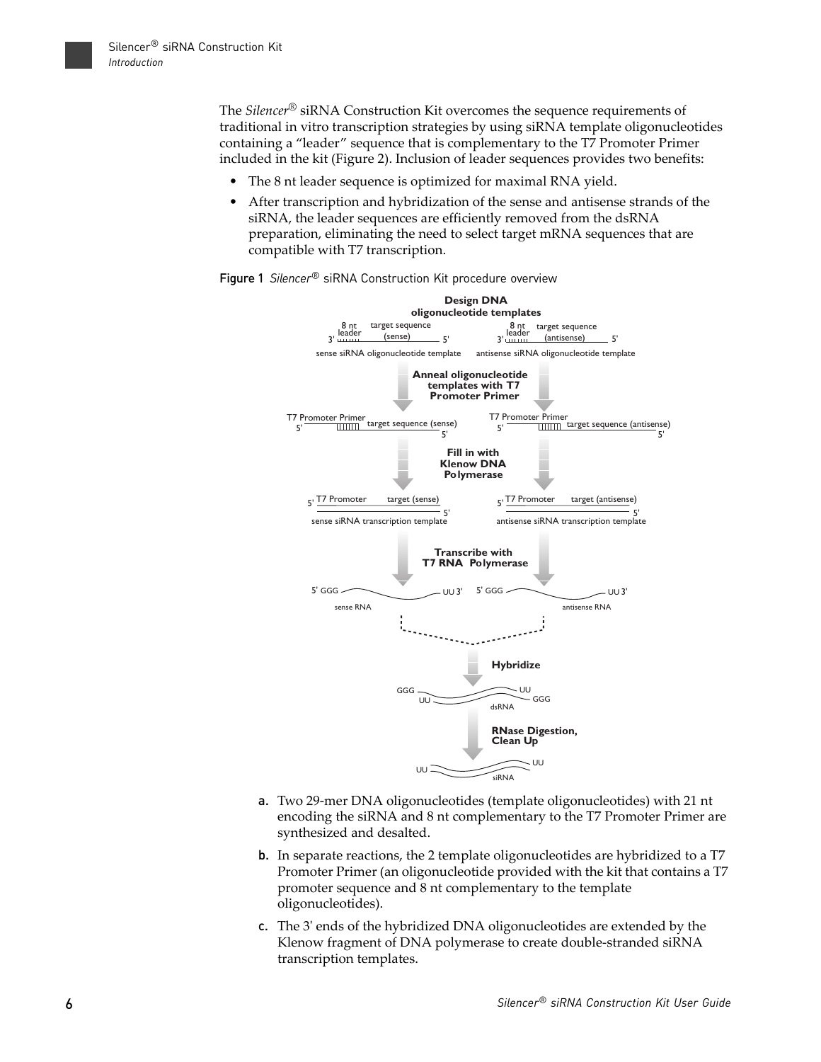The *Silencer*® siRNA Construction Kit overcomes the sequence requirements of traditional in vitro transcription strategies by using siRNA template oligonucleotides containing a "leader" sequence that is complementary to the T7 Promoter Primer included in the kit (Figure 2). Inclusion of leader sequences provides two benefits:

- The 8 nt leader sequence is optimized for maximal RNA yield.
- After transcription and hybridization of the sense and antisense strands of the siRNA, the leader sequences are efficiently removed from the dsRNA preparation, eliminating the need to select target mRNA sequences that are compatible with T7 transcription.

**Figure 1** *Silencer*® siRNA Construction Kit procedure overview

**a.** Two 29-mer DNA oligonucleotides (template oligonucleotides) with 21 nt encoding the siRNA and 8 nt complementary to the T7 Promoter Primer are synthesized and desalted.

**b.** In separate reactions, the 2 template oligonucleotides are hybridized to a T7 Promoter Primer (an oligonucleotide provided with the kit that contains a T7 promoter sequence and 8 nt complementary to the template oligonucleotides).

**c.** The 3' ends of the hybridized DNA oligonucleotides are extended by the Klenow fragment of DNA polymerase to create double-stranded siRNA transcription templates.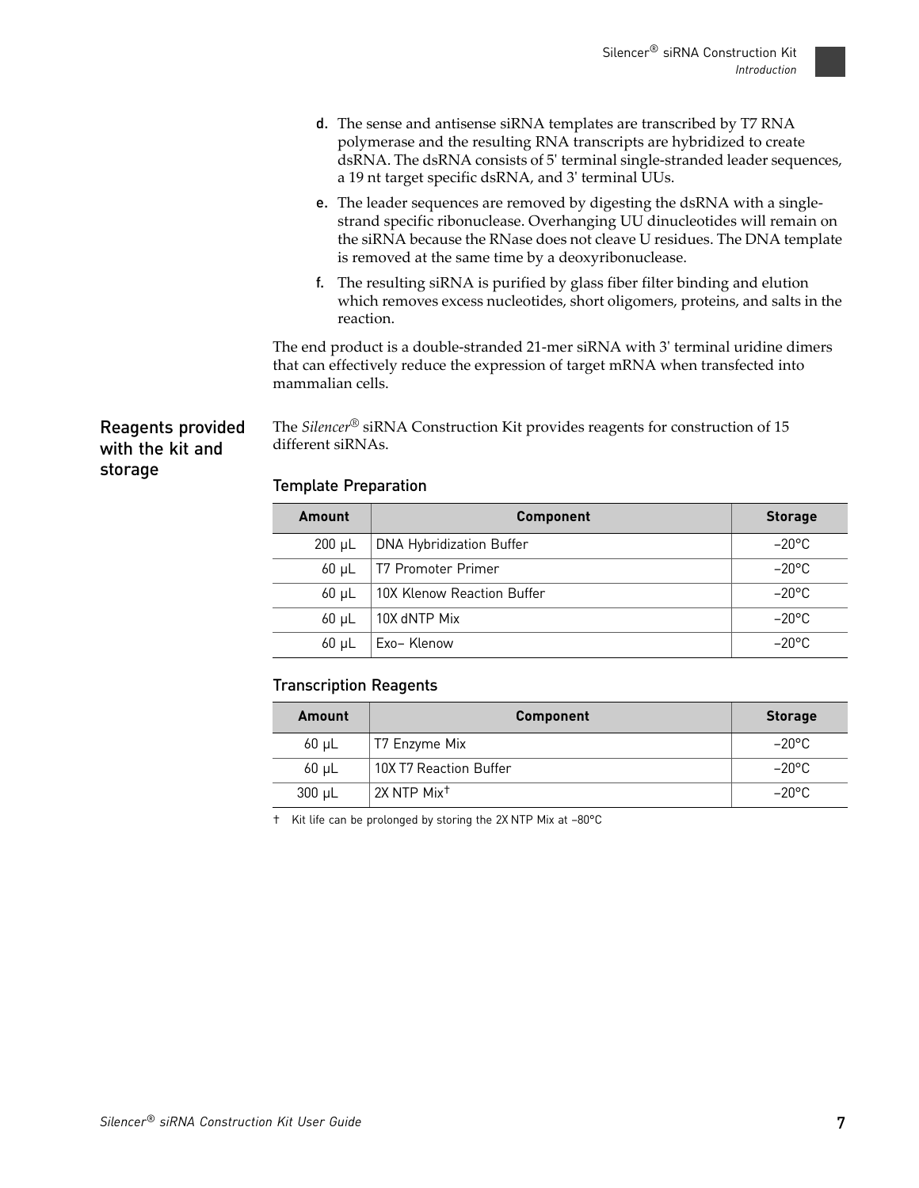d. The sense and antisense siRNA templates are transcribed by T7 RNA polymerase and the resulting RNA transcripts are hybridized to create dsRNA. The dsRNA consists of 5' terminal single-stranded leader sequences, a 19 nt target specific dsRNA, and 3' terminal UUs.

e. The leader sequences are removed by digesting the dsRNA with a single-strand specific ribonuclease. Overhanging UU dinucleotides will remain on the siRNA because the RNase does not cleave U residues. The DNA template is removed at the same time by a deoxyribonuclease.

f. The resulting siRNA is purified by glass fiber filter binding and elution which removes excess nucleotides, short oligomers, proteins, and salts in the reaction.

The end product is a double-stranded 21-mer siRNA with 3' terminal uridine dimers that can effectively reduce the expression of target mRNA when transfected into mammalian cells.

## Reagents provided with the kit and storage

The *Silencer*® siRNA Construction Kit provides reagents for construction of 15 different siRNAs.

### Template Preparation

| Amount | Component | Storage |
|---|---|---|
| 200 µL | DNA Hybridization Buffer | –20°C |
| 60 µL | T7 Promoter Primer | –20°C |
| 60 µL | 10X Klenow Reaction Buffer | –20°C |
| 60 µL | 10X dNTP Mix | –20°C |
| 60 µL | Exo– Klenow | –20°C |

### Transcription Reagents

| Amount | Component | Storage |
|---|---|---|
| 60 µL | T7 Enzyme Mix | –20°C |
| 60 µL | 10X T7 Reaction Buffer | –20°C |
| 300 µL | 2X NTP Mix† | –20°C |

† Kit life can be prolonged by storing the 2X NTP Mix at –80°C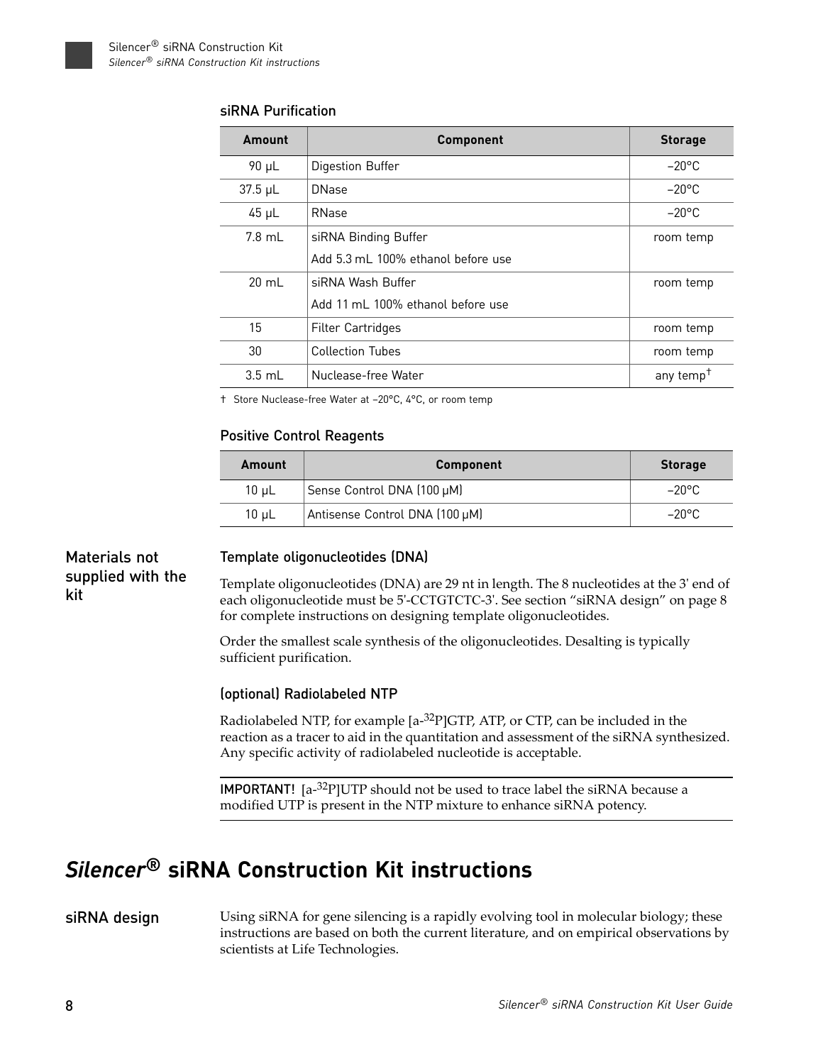### siRNA Purification

| Amount | Component | Storage |
|---|---|---|
| 90 µL | Digestion Buffer | –20°C |
| 37.5 µL | DNase | –20°C |
| 45 µL | RNase | –20°C |
| 7.8 mL | siRNA Binding Buffer<br>Add 5.3 mL 100% ethanol before use | room temp |
| 20 mL | siRNA Wash Buffer<br>Add 11 mL 100% ethanol before use | room temp |
| 15 | Filter Cartridges | room temp |
| 30 | Collection Tubes | room temp |
| 3.5 mL | Nuclease-free Water | any temp† |

† Store Nuclease-free Water at –20°C, 4°C, or room temp

### Positive Control Reagents

| Amount | Component | Storage |
|---|---|---|
| 10 µL | Sense Control DNA (100 µM) | –20°C |
| 10 µL | Antisense Control DNA (100 µM) | –20°C |

## Materials not supplied with the kit

### Template oligonucleotides (DNA)

Template oligonucleotides (DNA) are 29 nt in length. The 8 nucleotides at the 3' end of each oligonucleotide must be 5'-CCTGTCTC-3'. See section "siRNA design" on page 8 for complete instructions on designing template oligonucleotides.

Order the smallest scale synthesis of the oligonucleotides. Desalting is typically sufficient purification.

### (optional) Radiolabeled NTP

Radiolabeled NTP, for example [a-$^{32}$P]GTP, ATP, or CTP, can be included in the reaction as a tracer to aid in the quantitation and assessment of the siRNA synthesized. Any specific activity of radiolabeled nucleotide is acceptable.

**IMPORTANT!** [a-$^{32}$P]UTP should not be used to trace label the siRNA because a modified UTP is present in the NTP mixture to enhance siRNA potency.

# *Silencer®* siRNA Construction Kit instructions

## siRNA design

Using siRNA for gene silencing is a rapidly evolving tool in molecular biology; these instructions are based on both the current literature, and on empirical observations by scientists at Life Technologies.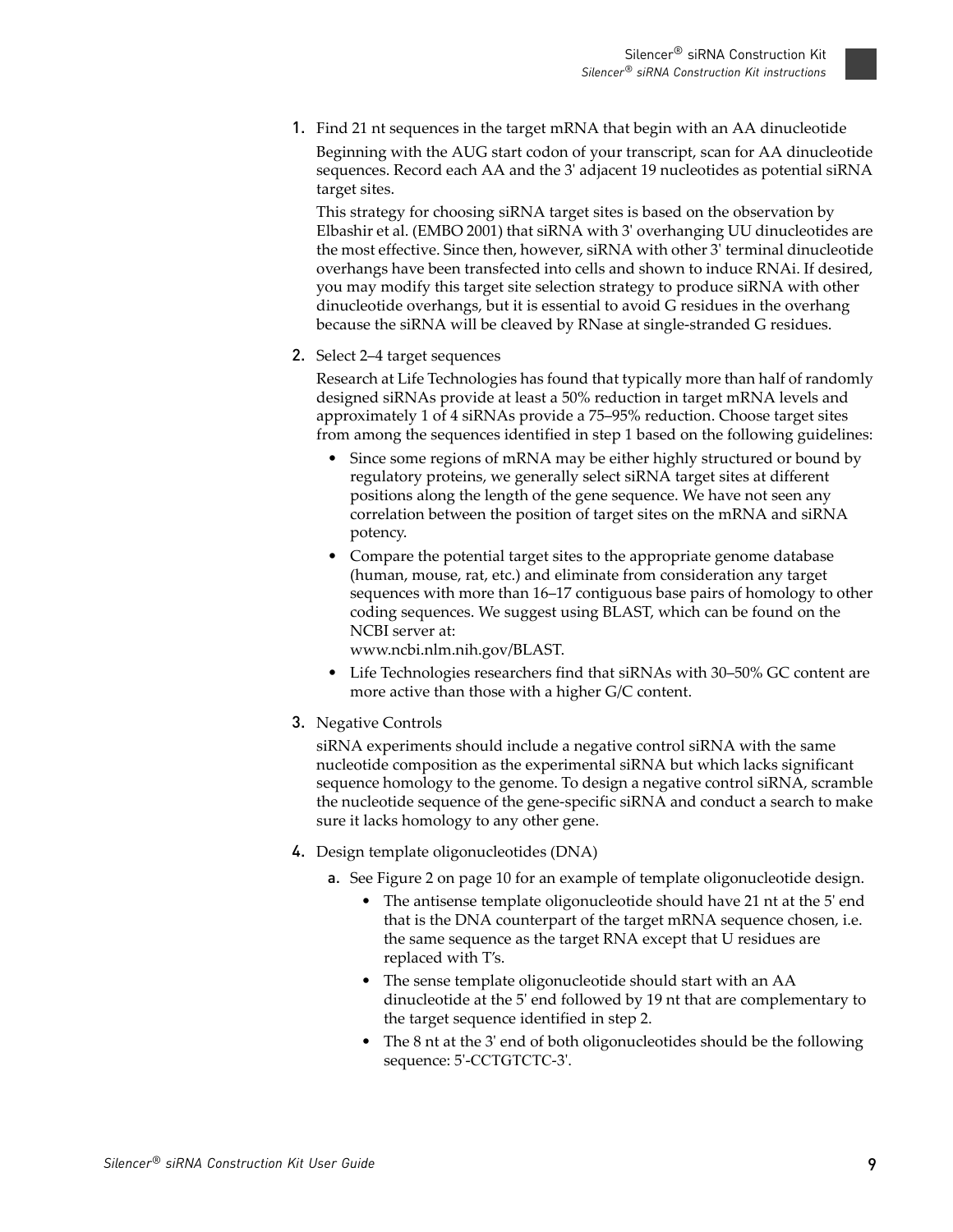1. Find 21 nt sequences in the target mRNA that begin with an AA dinucleotide

   Beginning with the AUG start codon of your transcript, scan for AA dinucleotide sequences. Record each AA and the 3' adjacent 19 nucleotides as potential siRNA target sites.

   This strategy for choosing siRNA target sites is based on the observation by Elbashir et al. (EMBO 2001) that siRNA with 3' overhanging UU dinucleotides are the most effective. Since then, however, siRNA with other 3' terminal dinucleotide overhangs have been transfected into cells and shown to induce RNAi. If desired, you may modify this target site selection strategy to produce siRNA with other dinucleotide overhangs, but it is essential to avoid G residues in the overhang because the siRNA will be cleaved by RNase at single-stranded G residues.

2. Select 2–4 target sequences

   Research at Life Technologies has found that typically more than half of randomly designed siRNAs provide at least a 50% reduction in target mRNA levels and approximately 1 of 4 siRNAs provide a 75–95% reduction. Choose target sites from among the sequences identified in step 1 based on the following guidelines:

   - Since some regions of mRNA may be either highly structured or bound by regulatory proteins, we generally select siRNA target sites at different positions along the length of the gene sequence. We have not seen any correlation between the position of target sites on the mRNA and siRNA potency.
   - Compare the potential target sites to the appropriate genome database (human, mouse, rat, etc.) and eliminate from consideration any target sequences with more than 16–17 contiguous base pairs of homology to other coding sequences. We suggest using BLAST, which can be found on the NCBI server at:
     www.ncbi.nlm.nih.gov/BLAST.
   - Life Technologies researchers find that siRNAs with 30–50% GC content are more active than those with a higher G/C content.

3. Negative Controls

   siRNA experiments should include a negative control siRNA with the same nucleotide composition as the experimental siRNA but which lacks significant sequence homology to the genome. To design a negative control siRNA, scramble the nucleotide sequence of the gene-specific siRNA and conduct a search to make sure it lacks homology to any other gene.

4. Design template oligonucleotides (DNA)

   a. See Figure 2 on page 10 for an example of template oligonucleotide design.

      - The antisense template oligonucleotide should have 21 nt at the 5' end that is the DNA counterpart of the target mRNA sequence chosen, i.e. the same sequence as the target RNA except that U residues are replaced with T's.
      - The sense template oligonucleotide should start with an AA dinucleotide at the 5' end followed by 19 nt that are complementary to the target sequence identified in step 2.
      - The 8 nt at the 3' end of both oligonucleotides should be the following sequence: 5'-CCTGTCTC-3'.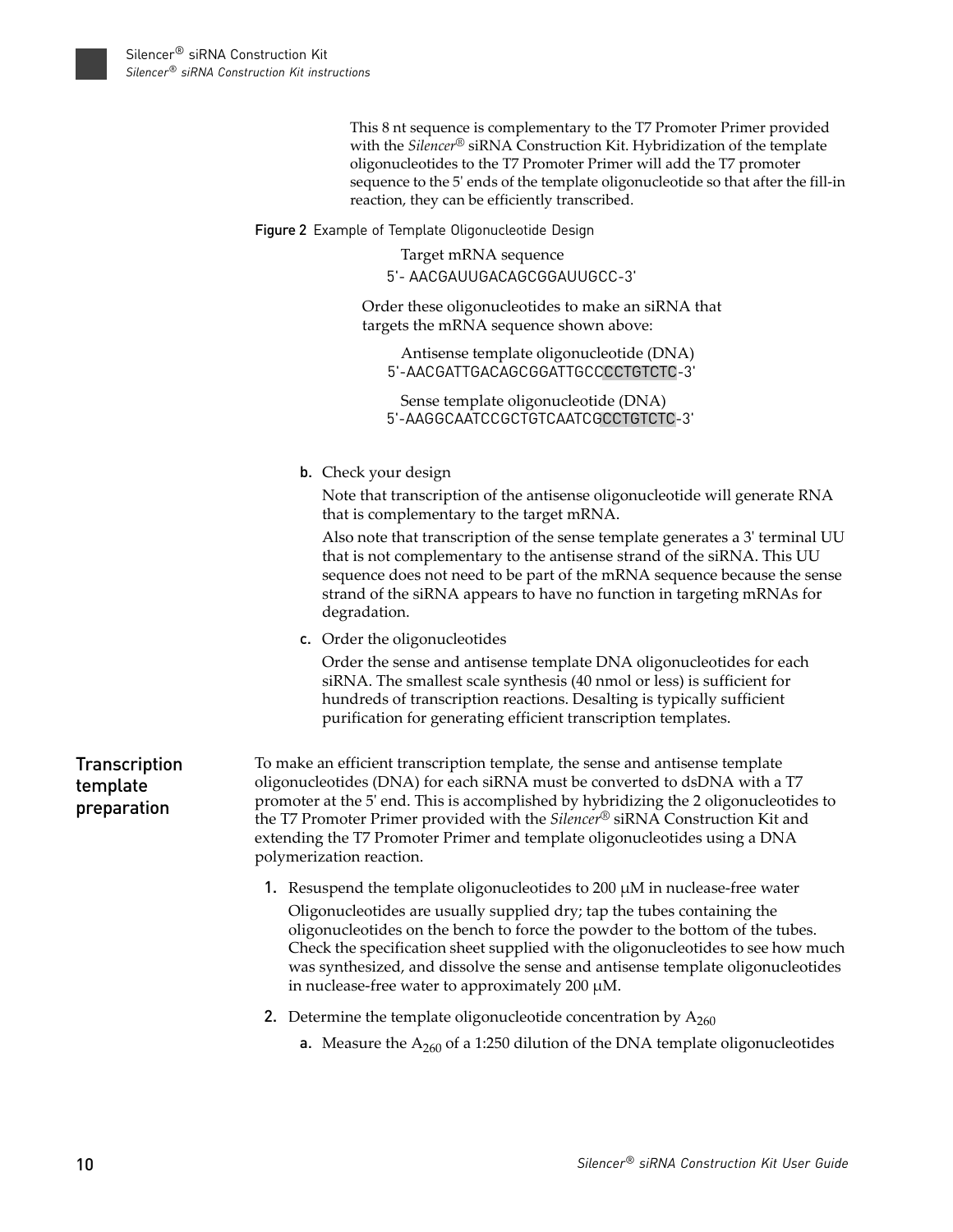This 8 nt sequence is complementary to the T7 Promoter Primer provided with the *Silencer*® siRNA Construction Kit. Hybridization of the template oligonucleotides to the T7 Promoter Primer will add the T7 promoter sequence to the 5' ends of the template oligonucleotide so that after the fill-in reaction, they can be efficiently transcribed.

**Figure 2** Example of Template Oligonucleotide Design

Target mRNA sequence

5'- AACGAUUGACAGCGGAUUGCC-3'

Order these oligonucleotides to make an siRNA that targets the mRNA sequence shown above:

Antisense template oligonucleotide (DNA)

5'-AACGATTGACAGCGGATTGCCCCTGTCTC-3'

Sense template oligonucleotide (DNA)

5'-AAGGCAATCCGCTGTCAATCGCCTGTCTC-3'

**b.** Check your design

Note that transcription of the antisense oligonucleotide will generate RNA that is complementary to the target mRNA.

Also note that transcription of the sense template generates a 3' terminal UU that is not complementary to the antisense strand of the siRNA. This UU sequence does not need to be part of the mRNA sequence because the sense strand of the siRNA appears to have no function in targeting mRNAs for degradation.

**c.** Order the oligonucleotides

Order the sense and antisense template DNA oligonucleotides for each siRNA. The smallest scale synthesis (40 nmol or less) is sufficient for hundreds of transcription reactions. Desalting is typically sufficient purification for generating efficient transcription templates.

## Transcription template preparation

To make an efficient transcription template, the sense and antisense template oligonucleotides (DNA) for each siRNA must be converted to dsDNA with a T7 promoter at the 5' end. This is accomplished by hybridizing the 2 oligonucleotides to the T7 Promoter Primer provided with the *Silencer*® siRNA Construction Kit and extending the T7 Promoter Primer and template oligonucleotides using a DNA polymerization reaction.

1. Resuspend the template oligonucleotides to 200 μM in nuclease-free water

   Oligonucleotides are usually supplied dry; tap the tubes containing the oligonucleotides on the bench to force the powder to the bottom of the tubes. Check the specification sheet supplied with the oligonucleotides to see how much was synthesized, and dissolve the sense and antisense template oligonucleotides in nuclease-free water to approximately 200 μM.

2. Determine the template oligonucleotide concentration by $A_{260}$

   **a.** Measure the $A_{260}$ of a 1:250 dilution of the DNA template oligonucleotides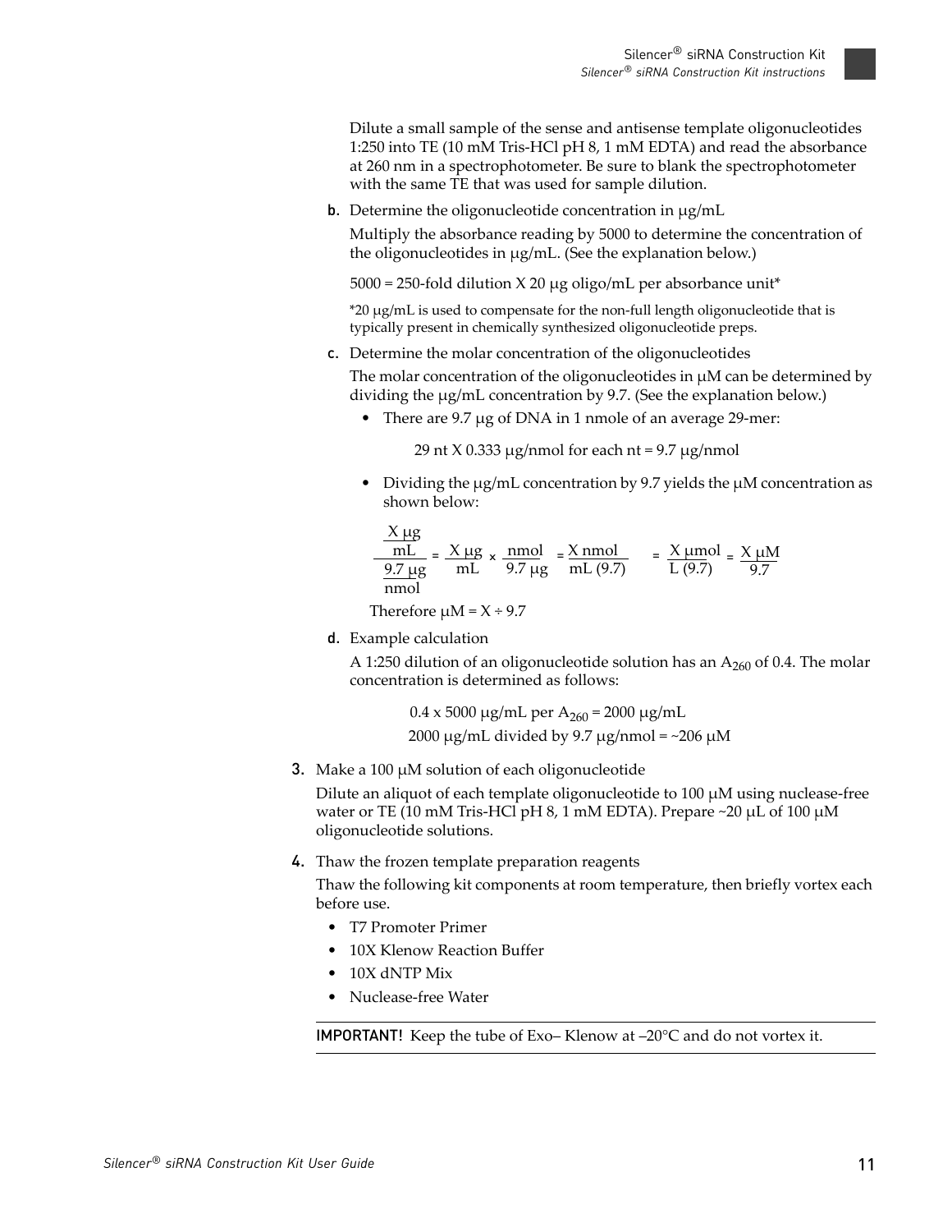Dilute a small sample of the sense and antisense template oligonucleotides 1:250 into TE (10 mM Tris-HCl pH 8, 1 mM EDTA) and read the absorbance at 260 nm in a spectrophotometer. Be sure to blank the spectrophotometer with the same TE that was used for sample dilution.

**b.** Determine the oligonucleotide concentration in μg/mL

Multiply the absorbance reading by 5000 to determine the concentration of the oligonucleotides in μg/mL. (See the explanation below.)

5000 = 250-fold dilution X 20 μg oligo/mL per absorbance unit*

*20 μg/mL is used to compensate for the non-full length oligonucleotide that is typically present in chemically synthesized oligonucleotide preps.

**c.** Determine the molar concentration of the oligonucleotides

The molar concentration of the oligonucleotides in μM can be determined by dividing the μg/mL concentration by 9.7. (See the explanation below.)

- There are 9.7 μg of DNA in 1 nmole of an average 29-mer:

  29 nt X 0.333 μg/nmol for each nt = 9.7 μg/nmol

- Dividing the μg/mL concentration by 9.7 yields the μM concentration as shown below:

$$\frac{\frac{X\ \mu g}{mL}}{\frac{9.7\ \mu g}{nmol}} = \frac{X\ \mu g}{mL} \times \frac{nmol}{9.7\ \mu g} = \frac{X\ nmol}{mL\ (9.7)} = \frac{X\ \mu mol}{L\ (9.7)} = \frac{X\ \mu M}{9.7}$$

Therefore μM = X ÷ 9.7

**d.** Example calculation

A 1:250 dilution of an oligonucleotide solution has an $A_{260}$ of 0.4. The molar concentration is determined as follows:

0.4 x 5000 μg/mL per $A_{260}$ = 2000 μg/mL

2000 μg/mL divided by 9.7 μg/nmol = ~206 μM

**3.** Make a 100 μM solution of each oligonucleotide

Dilute an aliquot of each template oligonucleotide to 100 μM using nuclease-free water or TE (10 mM Tris-HCl pH 8, 1 mM EDTA). Prepare ~20 μL of 100 μM oligonucleotide solutions.

**4.** Thaw the frozen template preparation reagents

Thaw the following kit components at room temperature, then briefly vortex each before use.

- T7 Promoter Primer
- 10X Klenow Reaction Buffer
- 10X dNTP Mix
- Nuclease-free Water

**IMPORTANT!** Keep the tube of Exo– Klenow at –20°C and do not vortex it.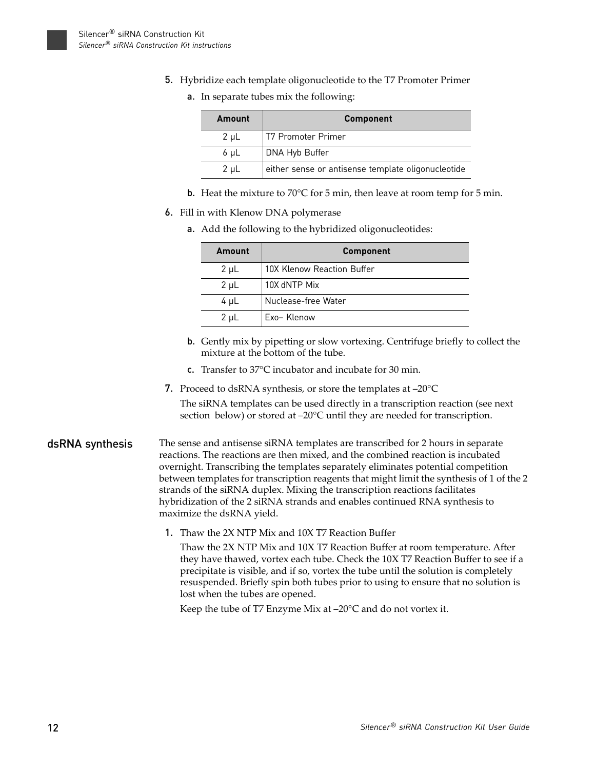5. Hybridize each template oligonucleotide to the T7 Promoter Primer

   a. In separate tubes mix the following:

| Amount | Component |
|---|---|
| 2 µL | T7 Promoter Primer |
| 6 µL | DNA Hyb Buffer |
| 2 µL | either sense or antisense template oligonucleotide |

   b. Heat the mixture to 70°C for 5 min, then leave at room temp for 5 min.

6. Fill in with Klenow DNA polymerase

   a. Add the following to the hybridized oligonucleotides:

| Amount | Component |
|---|---|
| 2 µL | 10X Klenow Reaction Buffer |
| 2 µL | 10X dNTP Mix |
| 4 µL | Nuclease-free Water |
| 2 µL | Exo– Klenow |

   b. Gently mix by pipetting or slow vortexing. Centrifuge briefly to collect the mixture at the bottom of the tube.

   c. Transfer to 37°C incubator and incubate for 30 min.

7. Proceed to dsRNA synthesis, or store the templates at –20°C

   The siRNA templates can be used directly in a transcription reaction (see next section below) or stored at –20°C until they are needed for transcription.

## dsRNA synthesis

The sense and antisense siRNA templates are transcribed for 2 hours in separate reactions. The reactions are then mixed, and the combined reaction is incubated overnight. Transcribing the templates separately eliminates potential competition between templates for transcription reagents that might limit the synthesis of 1 of the 2 strands of the siRNA duplex. Mixing the transcription reactions facilitates hybridization of the 2 siRNA strands and enables continued RNA synthesis to maximize the dsRNA yield.

1. Thaw the 2X NTP Mix and 10X T7 Reaction Buffer

   Thaw the 2X NTP Mix and 10X T7 Reaction Buffer at room temperature. After they have thawed, vortex each tube. Check the 10X T7 Reaction Buffer to see if a precipitate is visible, and if so, vortex the tube until the solution is completely resuspended. Briefly spin both tubes prior to using to ensure that no solution is lost when the tubes are opened.

   Keep the tube of T7 Enzyme Mix at –20°C and do not vortex it.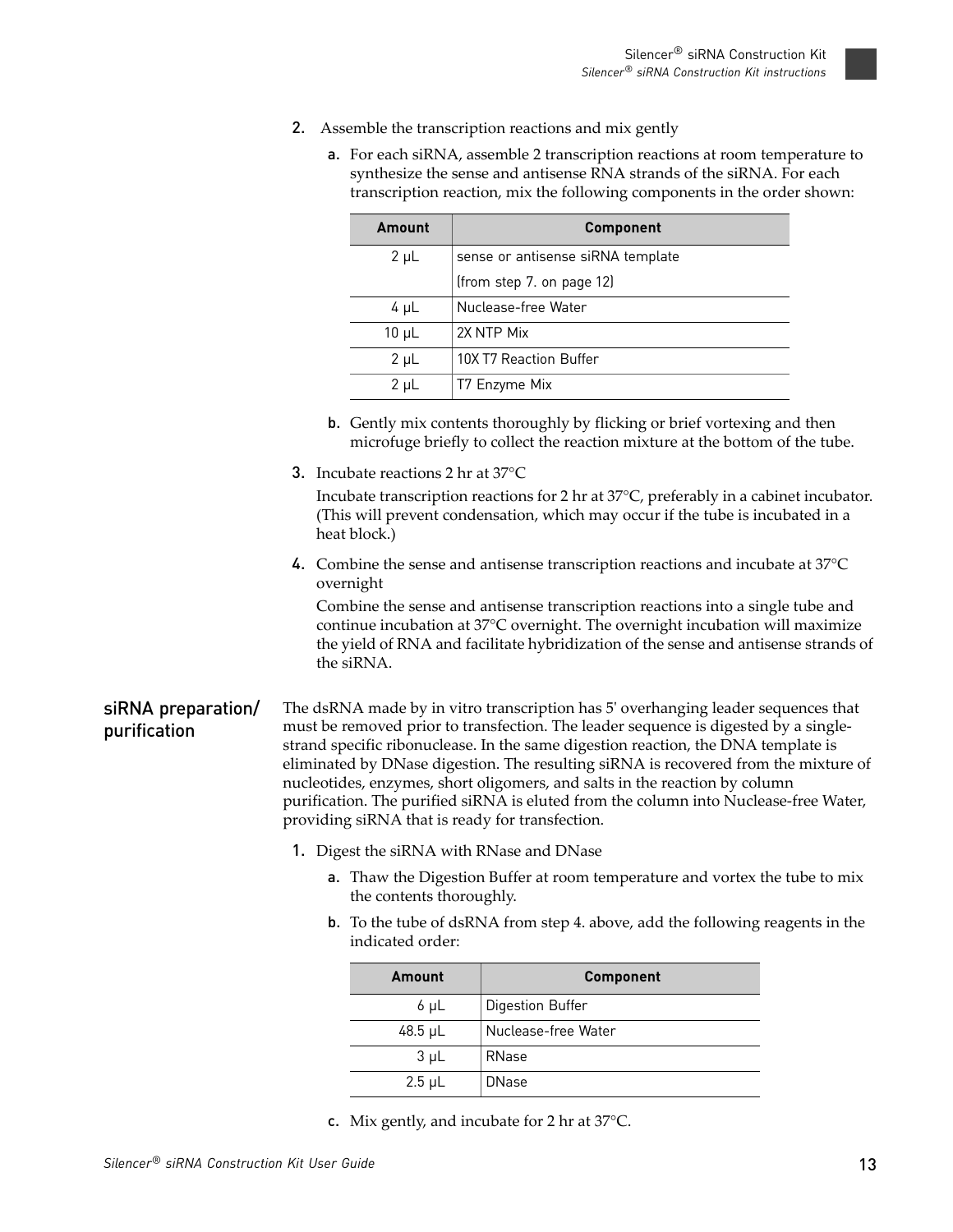2. Assemble the transcription reactions and mix gently

   a. For each siRNA, assemble 2 transcription reactions at room temperature to synthesize the sense and antisense RNA strands of the siRNA. For each transcription reaction, mix the following components in the order shown:

| Amount | Component |
|---|---|
| 2 µL | sense or antisense siRNA template (from step 7. on page 12) |
| 4 µL | Nuclease-free Water |
| 10 µL | 2X NTP Mix |
| 2 µL | 10X T7 Reaction Buffer |
| 2 µL | T7 Enzyme Mix |

   b. Gently mix contents thoroughly by flicking or brief vortexing and then microfuge briefly to collect the reaction mixture at the bottom of the tube.

3. Incubate reactions 2 hr at 37°C

   Incubate transcription reactions for 2 hr at 37°C, preferably in a cabinet incubator. (This will prevent condensation, which may occur if the tube is incubated in a heat block.)

4. Combine the sense and antisense transcription reactions and incubate at 37°C overnight

   Combine the sense and antisense transcription reactions into a single tube and continue incubation at 37°C overnight. The overnight incubation will maximize the yield of RNA and facilitate hybridization of the sense and antisense strands of the siRNA.

## siRNA preparation/ purification

The dsRNA made by in vitro transcription has 5' overhanging leader sequences that must be removed prior to transfection. The leader sequence is digested by a single-strand specific ribonuclease. In the same digestion reaction, the DNA template is eliminated by DNase digestion. The resulting siRNA is recovered from the mixture of nucleotides, enzymes, short oligomers, and salts in the reaction by column purification. The purified siRNA is eluted from the column into Nuclease-free Water, providing siRNA that is ready for transfection.

1. Digest the siRNA with RNase and DNase

   a. Thaw the Digestion Buffer at room temperature and vortex the tube to mix the contents thoroughly.

   b. To the tube of dsRNA from step 4. above, add the following reagents in the indicated order:

| Amount | Component |
|---|---|
| 6 µL | Digestion Buffer |
| 48.5 µL | Nuclease-free Water |
| 3 µL | RNase |
| 2.5 µL | DNase |

   c. Mix gently, and incubate for 2 hr at 37°C.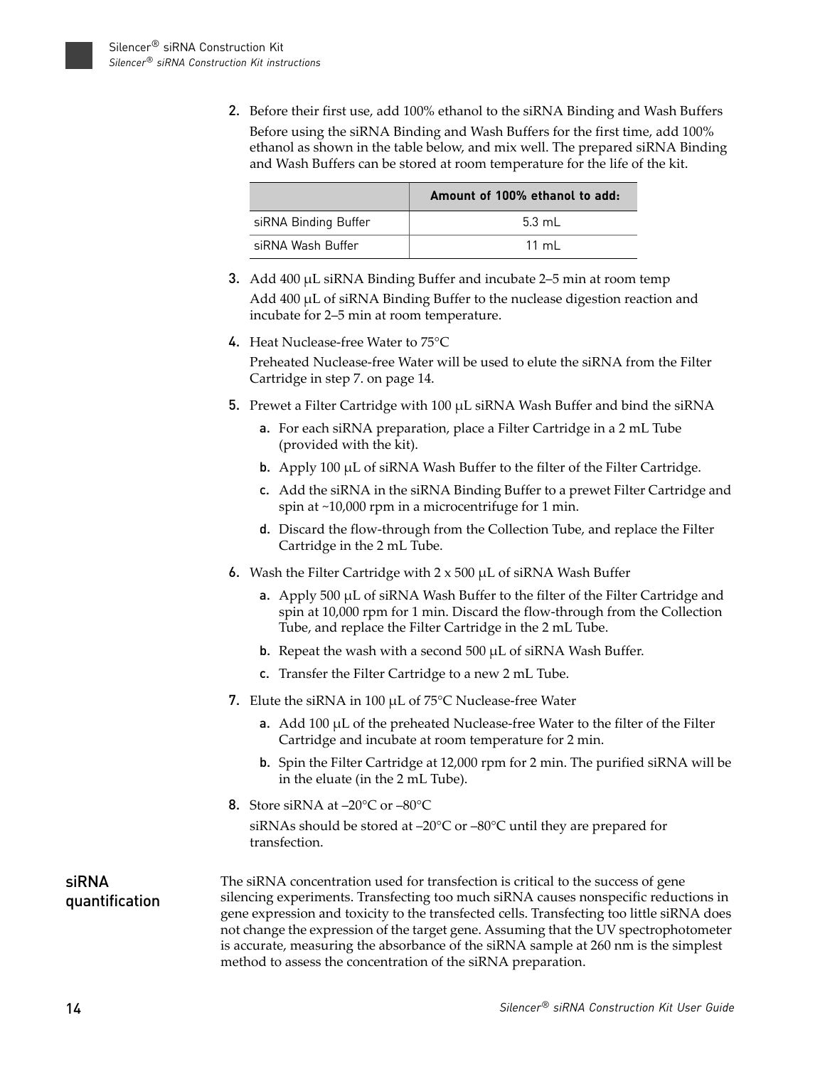2. **Before their first use, add 100% ethanol to the siRNA Binding and Wash Buffers**

   Before using the siRNA Binding and Wash Buffers for the first time, add 100% ethanol as shown in the table below, and mix well. The prepared siRNA Binding and Wash Buffers can be stored at room temperature for the life of the kit.

   | | Amount of 100% ethanol to add: |
   |---|---|
   | siRNA Binding Buffer | 5.3 mL |
   | siRNA Wash Buffer | 11 mL |

3. **Add 400 μL siRNA Binding Buffer and incubate 2–5 min at room temp**

   Add 400 μL of siRNA Binding Buffer to the nuclease digestion reaction and incubate for 2–5 min at room temperature.

4. **Heat Nuclease-free Water to 75°C**

   Preheated Nuclease-free Water will be used to elute the siRNA from the Filter Cartridge in step 7. on page 14.

5. **Prewet a Filter Cartridge with 100 μL siRNA Wash Buffer and bind the siRNA**

   a. For each siRNA preparation, place a Filter Cartridge in a 2 mL Tube (provided with the kit).

   b. Apply 100 μL of siRNA Wash Buffer to the filter of the Filter Cartridge.

   c. Add the siRNA in the siRNA Binding Buffer to a prewet Filter Cartridge and spin at ~10,000 rpm in a microcentrifuge for 1 min.

   d. Discard the flow-through from the Collection Tube, and replace the Filter Cartridge in the 2 mL Tube.

6. **Wash the Filter Cartridge with 2 x 500 μL of siRNA Wash Buffer**

   a. Apply 500 μL of siRNA Wash Buffer to the filter of the Filter Cartridge and spin at 10,000 rpm for 1 min. Discard the flow-through from the Collection Tube, and replace the Filter Cartridge in the 2 mL Tube.

   b. Repeat the wash with a second 500 μL of siRNA Wash Buffer.

   c. Transfer the Filter Cartridge to a new 2 mL Tube.

7. **Elute the siRNA in 100 μL of 75°C Nuclease-free Water**

   a. Add 100 μL of the preheated Nuclease-free Water to the filter of the Filter Cartridge and incubate at room temperature for 2 min.

   b. Spin the Filter Cartridge at 12,000 rpm for 2 min. The purified siRNA will be in the eluate (in the 2 mL Tube).

8. **Store siRNA at –20°C or –80°C**

   siRNAs should be stored at –20°C or –80°C until they are prepared for transfection.

## siRNA quantification

The siRNA concentration used for transfection is critical to the success of gene silencing experiments. Transfecting too much siRNA causes nonspecific reductions in gene expression and toxicity to the transfected cells. Transfecting too little siRNA does not change the expression of the target gene. Assuming that the UV spectrophotometer is accurate, measuring the absorbance of the siRNA sample at 260 nm is the simplest method to assess the concentration of the siRNA preparation.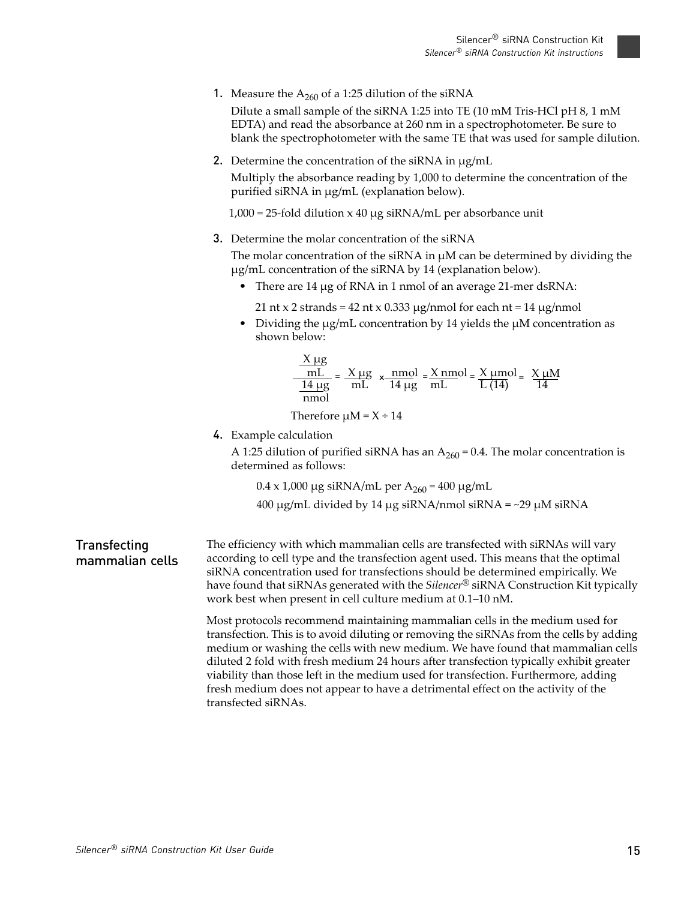1. Measure the $A_{260}$ of a 1:25 dilution of the siRNA

   Dilute a small sample of the siRNA 1:25 into TE (10 mM Tris-HCl pH 8, 1 mM EDTA) and read the absorbance at 260 nm in a spectrophotometer. Be sure to blank the spectrophotometer with the same TE that was used for sample dilution.

2. Determine the concentration of the siRNA in μg/mL

   Multiply the absorbance reading by 1,000 to determine the concentration of the purified siRNA in μg/mL (explanation below).

   1,000 = 25-fold dilution x 40 μg siRNA/mL per absorbance unit

3. Determine the molar concentration of the siRNA

   The molar concentration of the siRNA in μM can be determined by dividing the μg/mL concentration of the siRNA by 14 (explanation below).

   - There are 14 μg of RNA in 1 nmol of an average 21-mer dsRNA:

     21 nt x 2 strands = 42 nt x 0.333 μg/nmol for each nt = 14 μg/nmol

   - Dividing the μg/mL concentration by 14 yields the μM concentration as shown below:

   $$\frac{\frac{X\ \mu g}{mL}}{\frac{14\ \mu g}{nmol}} = \frac{X\ \mu g}{mL} \times \frac{nmol}{14\ \mu g} = \frac{X\ nmol}{mL} = \frac{X\ \mu mol}{L\ (14)} = \frac{X\ \mu M}{14}$$

   Therefore μM = X ÷ 14

4. Example calculation

   A 1:25 dilution of purified siRNA has an $A_{260}$ = 0.4. The molar concentration is determined as follows:

   0.4 x 1,000 μg siRNA/mL per $A_{260}$ = 400 μg/mL

   400 μg/mL divided by 14 μg siRNA/nmol siRNA = ~29 μM siRNA

## Transfecting mammalian cells

The efficiency with which mammalian cells are transfected with siRNAs will vary according to cell type and the transfection agent used. This means that the optimal siRNA concentration used for transfections should be determined empirically. We have found that siRNAs generated with the *Silencer*® siRNA Construction Kit typically work best when present in cell culture medium at 0.1–10 nM.

Most protocols recommend maintaining mammalian cells in the medium used for transfection. This is to avoid diluting or removing the siRNAs from the cells by adding medium or washing the cells with new medium. We have found that mammalian cells diluted 2 fold with fresh medium 24 hours after transfection typically exhibit greater viability than those left in the medium used for transfection. Furthermore, adding fresh medium does not appear to have a detrimental effect on the activity of the transfected siRNAs.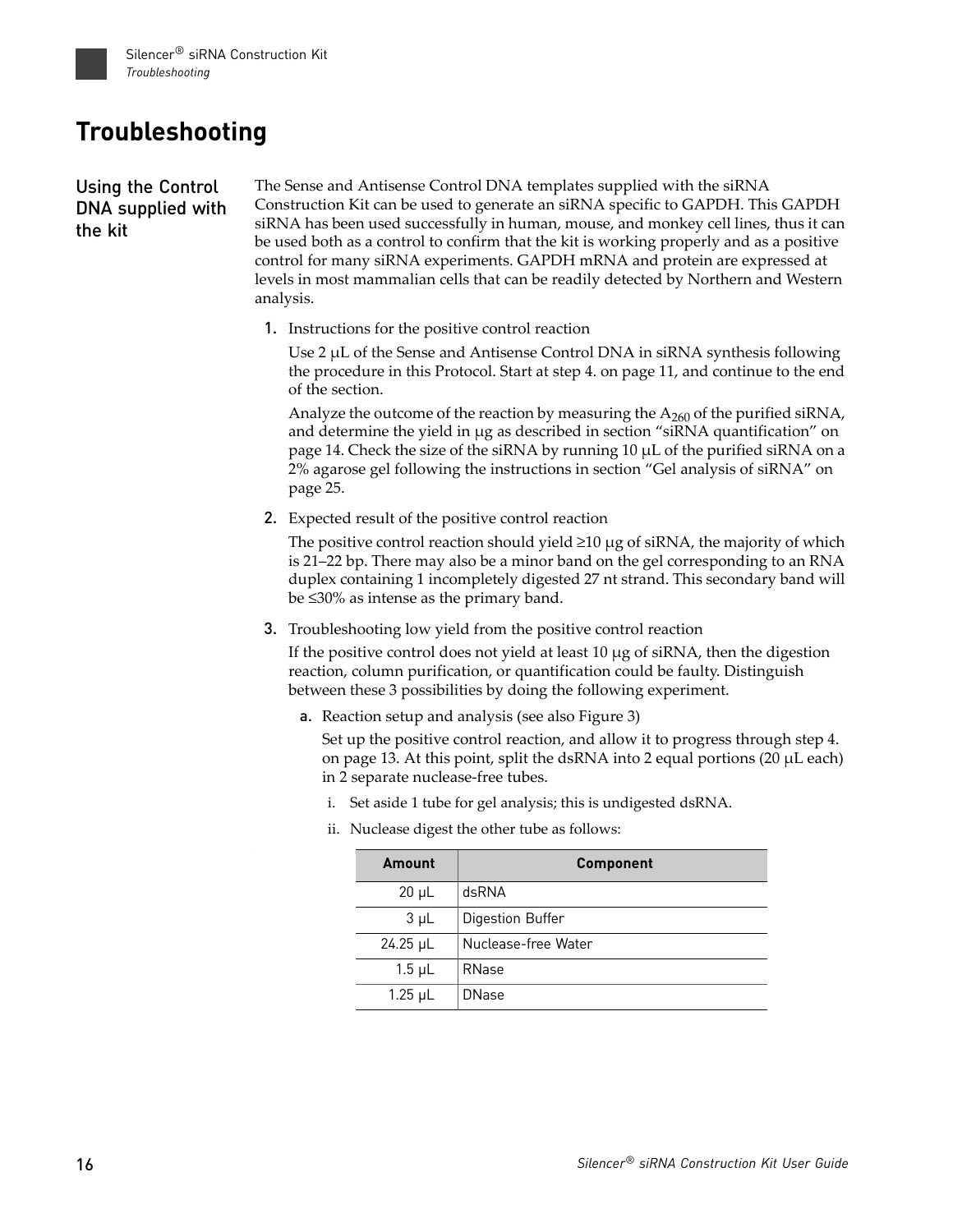# Troubleshooting

## Using the Control DNA supplied with the kit

The Sense and Antisense Control DNA templates supplied with the siRNA Construction Kit can be used to generate an siRNA specific to GAPDH. This GAPDH siRNA has been used successfully in human, mouse, and monkey cell lines, thus it can be used both as a control to confirm that the kit is working properly and as a positive control for many siRNA experiments. GAPDH mRNA and protein are expressed at levels in most mammalian cells that can be readily detected by Northern and Western analysis.

1. Instructions for the positive control reaction

   Use 2 µL of the Sense and Antisense Control DNA in siRNA synthesis following the procedure in this Protocol. Start at step 4. on page 11, and continue to the end of the section.

   Analyze the outcome of the reaction by measuring the $A_{260}$ of the purified siRNA, and determine the yield in µg as described in section "siRNA quantification" on page 14. Check the size of the siRNA by running 10 µL of the purified siRNA on a 2% agarose gel following the instructions in section "Gel analysis of siRNA" on page 25.

2. Expected result of the positive control reaction

   The positive control reaction should yield ≥10 µg of siRNA, the majority of which is 21–22 bp. There may also be a minor band on the gel corresponding to an RNA duplex containing 1 incompletely digested 27 nt strand. This secondary band will be ≤30% as intense as the primary band.

3. Troubleshooting low yield from the positive control reaction

   If the positive control does not yield at least 10 µg of siRNA, then the digestion reaction, column purification, or quantification could be faulty. Distinguish between these 3 possibilities by doing the following experiment.

   a. Reaction setup and analysis (see also Figure 3)

      Set up the positive control reaction, and allow it to progress through step 4. on page 13. At this point, split the dsRNA into 2 equal portions (20 µL each) in 2 separate nuclease-free tubes.

      i. Set aside 1 tube for gel analysis; this is undigested dsRNA.

      ii. Nuclease digest the other tube as follows:

| Amount | Component |
|---:|---|
| 20 µL | dsRNA |
| 3 µL | Digestion Buffer |
| 24.25 µL | Nuclease-free Water |
| 1.5 µL | RNase |
| 1.25 µL | DNase |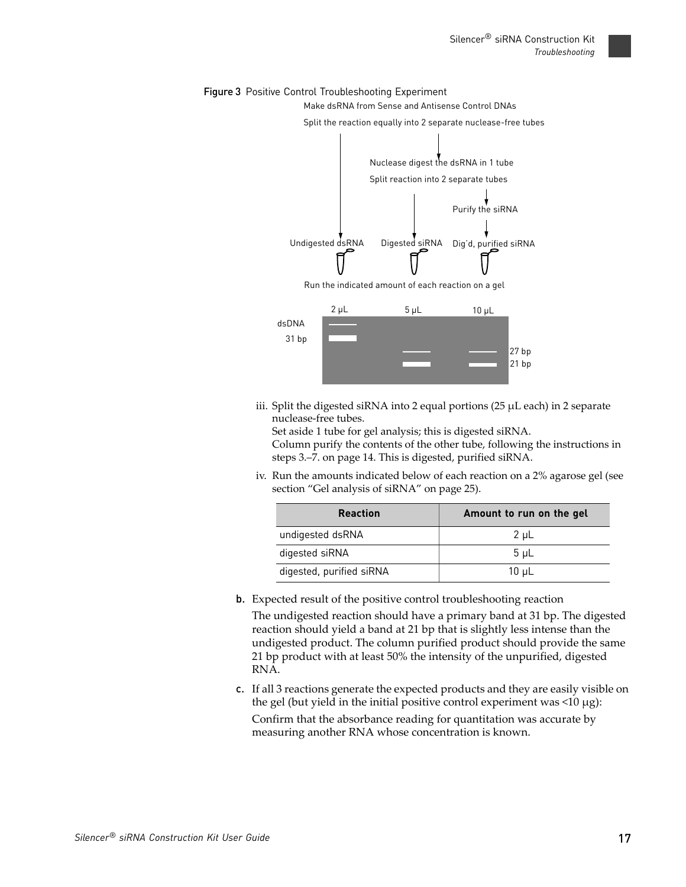**Figure 3** Positive Control Troubleshooting Experiment

Make dsRNA from Sense and Antisense Control DNAs

Split the reaction equally into 2 separate nuclease-free tubes

Nuclease digest the dsRNA in 1 tube

Split reaction into 2 separate tubes

Purify the siRNA

Undigested dsRNA    Digested siRNA    Dig'd, purified siRNA

Run the indicated amount of each reaction on a gel

2 µL    5 µL    10 µL

dsDNA

31 bp

27 bp

21 bp

iii. Split the digested siRNA into 2 equal portions (25 µL each) in 2 separate nuclease-free tubes.
Set aside 1 tube for gel analysis; this is digested siRNA.
Column purify the contents of the other tube, following the instructions in steps 3.–7. on page 14. This is digested, purified siRNA.

iv. Run the amounts indicated below of each reaction on a 2% agarose gel (see section "Gel analysis of siRNA" on page 25).

| Reaction | Amount to run on the gel |
|---|---|
| undigested dsRNA | 2 µL |
| digested siRNA | 5 µL |
| digested, purified siRNA | 10 µL |

**b.** Expected result of the positive control troubleshooting reaction

The undigested reaction should have a primary band at 31 bp. The digested reaction should yield a band at 21 bp that is slightly less intense than the undigested product. The column purified product should provide the same 21 bp product with at least 50% the intensity of the unpurified, digested RNA.

**c.** If all 3 reactions generate the expected products and they are easily visible on the gel (but yield in the initial positive control experiment was <10 µg):

Confirm that the absorbance reading for quantitation was accurate by measuring another RNA whose concentration is known.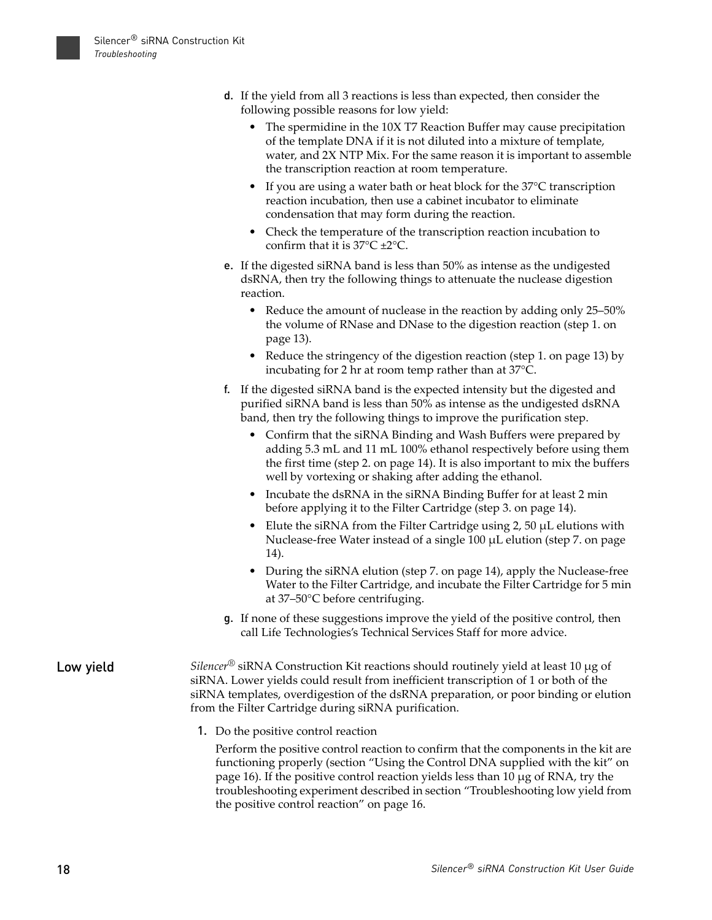d. If the yield from all 3 reactions is less than expected, then consider the following possible reasons for low yield:
   - The spermidine in the 10X T7 Reaction Buffer may cause precipitation of the template DNA if it is not diluted into a mixture of template, water, and 2X NTP Mix. For the same reason it is important to assemble the transcription reaction at room temperature.
   - If you are using a water bath or heat block for the 37°C transcription reaction incubation, then use a cabinet incubator to eliminate condensation that may form during the reaction.
   - Check the temperature of the transcription reaction incubation to confirm that it is 37°C ±2°C.

e. If the digested siRNA band is less than 50% as intense as the undigested dsRNA, then try the following things to attenuate the nuclease digestion reaction.
   - Reduce the amount of nuclease in the reaction by adding only 25–50% the volume of RNase and DNase to the digestion reaction (step 1. on page 13).
   - Reduce the stringency of the digestion reaction (step 1. on page 13) by incubating for 2 hr at room temp rather than at 37°C.

f. If the digested siRNA band is the expected intensity but the digested and purified siRNA band is less than 50% as intense as the undigested dsRNA band, then try the following things to improve the purification step.
   - Confirm that the siRNA Binding and Wash Buffers were prepared by adding 5.3 mL and 11 mL 100% ethanol respectively before using them the first time (step 2. on page 14). It is also important to mix the buffers well by vortexing or shaking after adding the ethanol.
   - Incubate the dsRNA in the siRNA Binding Buffer for at least 2 min before applying it to the Filter Cartridge (step 3. on page 14).
   - Elute the siRNA from the Filter Cartridge using 2, 50 µL elutions with Nuclease-free Water instead of a single 100 µL elution (step 7. on page 14).
   - During the siRNA elution (step 7. on page 14), apply the Nuclease-free Water to the Filter Cartridge, and incubate the Filter Cartridge for 5 min at 37–50°C before centrifuging.

g. If none of these suggestions improve the yield of the positive control, then call Life Technologies's Technical Services Staff for more advice.

## Low yield

*Silencer*® siRNA Construction Kit reactions should routinely yield at least 10 µg of siRNA. Lower yields could result from inefficient transcription of 1 or both of the siRNA templates, overdigestion of the dsRNA preparation, or poor binding or elution from the Filter Cartridge during siRNA purification.

1. Do the positive control reaction

   Perform the positive control reaction to confirm that the components in the kit are functioning properly (section "Using the Control DNA supplied with the kit" on page 16). If the positive control reaction yields less than 10 µg of RNA, try the troubleshooting experiment described in section "Troubleshooting low yield from the positive control reaction" on page 16.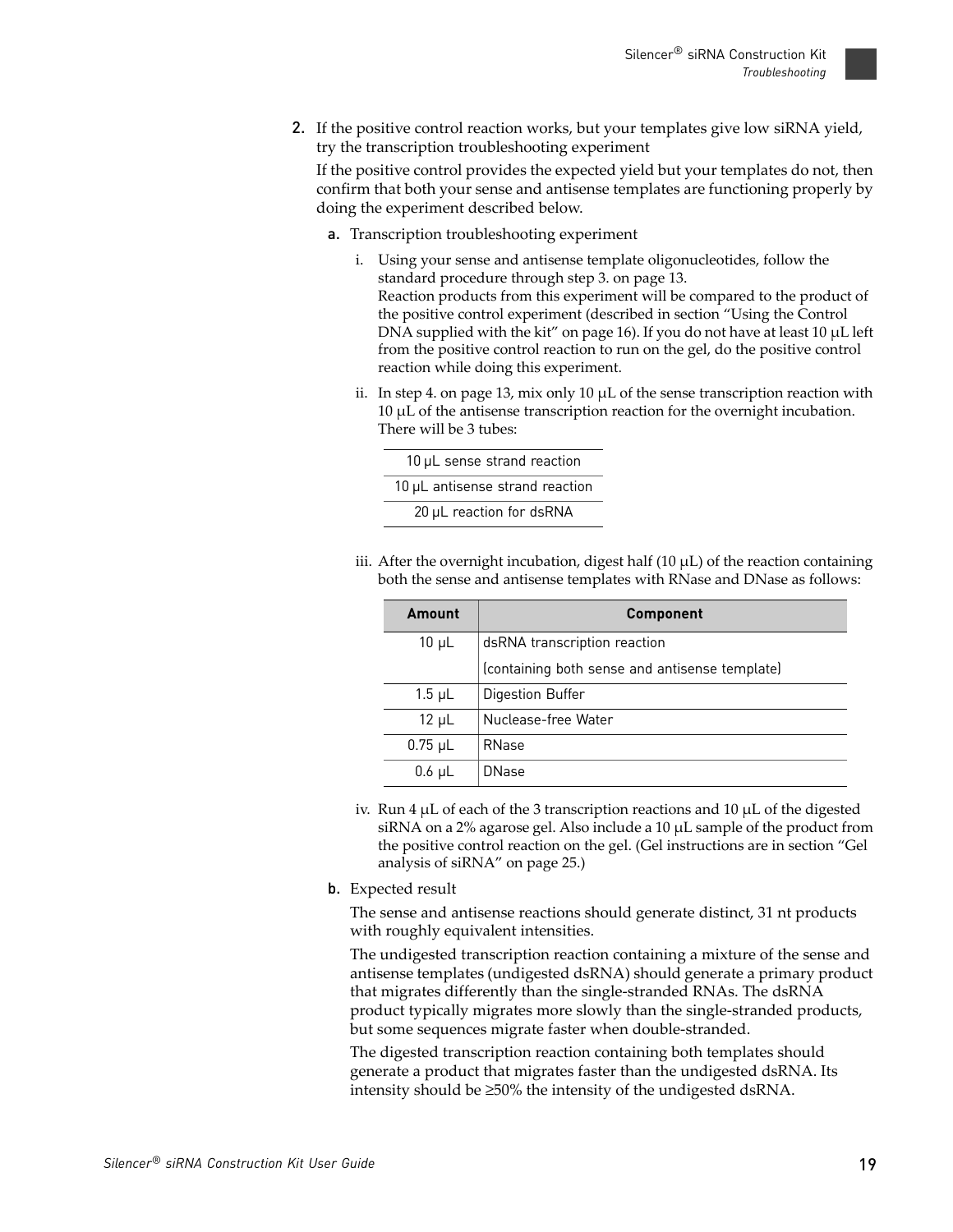2. If the positive control reaction works, but your templates give low siRNA yield, try the transcription troubleshooting experiment

   If the positive control provides the expected yield but your templates do not, then confirm that both your sense and antisense templates are functioning properly by doing the experiment described below.

   a. Transcription troubleshooting experiment

      i. Using your sense and antisense template oligonucleotides, follow the standard procedure through step 3. on page 13.
         Reaction products from this experiment will be compared to the product of the positive control experiment (described in section "Using the Control DNA supplied with the kit" on page 16). If you do not have at least 10 µL left from the positive control reaction to run on the gel, do the positive control reaction while doing this experiment.

      ii. In step 4. on page 13, mix only 10 µL of the sense transcription reaction with 10 µL of the antisense transcription reaction for the overnight incubation. There will be 3 tubes:

| |
|---|
| 10 µL sense strand reaction |
| 10 µL antisense strand reaction |
| 20 µL reaction for dsRNA |

      iii. After the overnight incubation, digest half (10 µL) of the reaction containing both the sense and antisense templates with RNase and DNase as follows:

| Amount | Component |
|---|---|
| 10 µL | dsRNA transcription reaction (containing both sense and antisense template) |
| 1.5 µL | Digestion Buffer |
| 12 µL | Nuclease-free Water |
| 0.75 µL | RNase |
| 0.6 µL | DNase |

      iv. Run 4 µL of each of the 3 transcription reactions and 10 µL of the digested siRNA on a 2% agarose gel. Also include a 10 µL sample of the product from the positive control reaction on the gel. (Gel instructions are in section "Gel analysis of siRNA" on page 25.)

   b. Expected result

      The sense and antisense reactions should generate distinct, 31 nt products with roughly equivalent intensities.

      The undigested transcription reaction containing a mixture of the sense and antisense templates (undigested dsRNA) should generate a primary product that migrates differently than the single-stranded RNAs. The dsRNA product typically migrates more slowly than the single-stranded products, but some sequences migrate faster when double-stranded.

      The digested transcription reaction containing both templates should generate a product that migrates faster than the undigested dsRNA. Its intensity should be ≥50% the intensity of the undigested dsRNA.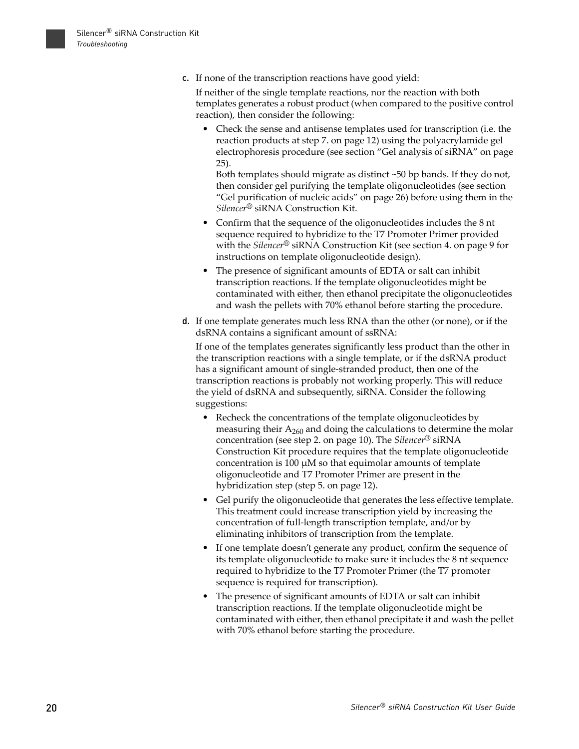c. If none of the transcription reactions have good yield:

If neither of the single template reactions, nor the reaction with both templates generates a robust product (when compared to the positive control reaction), then consider the following:

- Check the sense and antisense templates used for transcription (i.e. the reaction products at step 7. on page 12) using the polyacrylamide gel electrophoresis procedure (see section "Gel analysis of siRNA" on page 25).
  Both templates should migrate as distinct ~50 bp bands. If they do not, then consider gel purifying the template oligonucleotides (see section "Gel purification of nucleic acids" on page 26) before using them in the *Silencer*® siRNA Construction Kit.
- Confirm that the sequence of the oligonucleotides includes the 8 nt sequence required to hybridize to the T7 Promoter Primer provided with the *Silencer*® siRNA Construction Kit (see section 4. on page 9 for instructions on template oligonucleotide design).
- The presence of significant amounts of EDTA or salt can inhibit transcription reactions. If the template oligonucleotides might be contaminated with either, then ethanol precipitate the oligonucleotides and wash the pellets with 70% ethanol before starting the procedure.

d. If one template generates much less RNA than the other (or none), or if the dsRNA contains a significant amount of ssRNA:

If one of the templates generates significantly less product than the other in the transcription reactions with a single template, or if the dsRNA product has a significant amount of single-stranded product, then one of the transcription reactions is probably not working properly. This will reduce the yield of dsRNA and subsequently, siRNA. Consider the following suggestions:

- Recheck the concentrations of the template oligonucleotides by measuring their $A_{260}$ and doing the calculations to determine the molar concentration (see step 2. on page 10). The *Silencer*® siRNA Construction Kit procedure requires that the template oligonucleotide concentration is 100 μM so that equimolar amounts of template oligonucleotide and T7 Promoter Primer are present in the hybridization step (step 5. on page 12).
- Gel purify the oligonucleotide that generates the less effective template. This treatment could increase transcription yield by increasing the concentration of full-length transcription template, and/or by eliminating inhibitors of transcription from the template.
- If one template doesn't generate any product, confirm the sequence of its template oligonucleotide to make sure it includes the 8 nt sequence required to hybridize to the T7 Promoter Primer (the T7 promoter sequence is required for transcription).
- The presence of significant amounts of EDTA or salt can inhibit transcription reactions. If the template oligonucleotide might be contaminated with either, then ethanol precipitate it and wash the pellet with 70% ethanol before starting the procedure.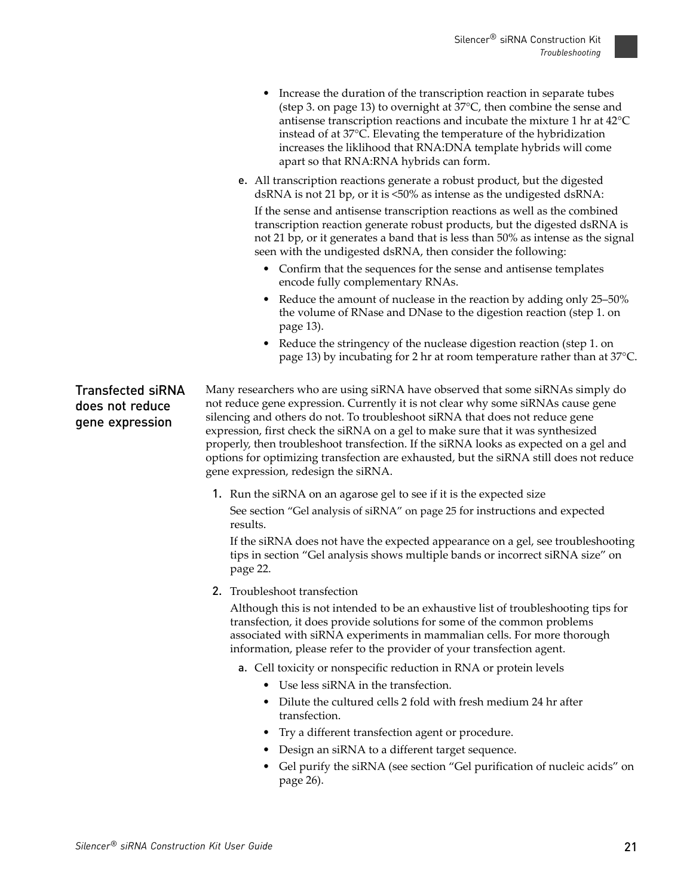- Increase the duration of the transcription reaction in separate tubes (step 3. on page 13) to overnight at 37°C, then combine the sense and antisense transcription reactions and incubate the mixture 1 hr at 42°C instead of at 37°C. Elevating the temperature of the hybridization increases the liklihood that RNA:DNA template hybrids will come apart so that RNA:RNA hybrids can form.

e. All transcription reactions generate a robust product, but the digested dsRNA is not 21 bp, or it is <50% as intense as the undigested dsRNA:

   If the sense and antisense transcription reactions as well as the combined transcription reaction generate robust products, but the digested dsRNA is not 21 bp, or it generates a band that is less than 50% as intense as the signal seen with the undigested dsRNA, then consider the following:

   - Confirm that the sequences for the sense and antisense templates encode fully complementary RNAs.
   - Reduce the amount of nuclease in the reaction by adding only 25–50% the volume of RNase and DNase to the digestion reaction (step 1. on page 13).
   - Reduce the stringency of the nuclease digestion reaction (step 1. on page 13) by incubating for 2 hr at room temperature rather than at 37°C.

## Transfected siRNA does not reduce gene expression

Many researchers who are using siRNA have observed that some siRNAs simply do not reduce gene expression. Currently it is not clear why some siRNAs cause gene silencing and others do not. To troubleshoot siRNA that does not reduce gene expression, first check the siRNA on a gel to make sure that it was synthesized properly, then troubleshoot transfection. If the siRNA looks as expected on a gel and options for optimizing transfection are exhausted, but the siRNA still does not reduce gene expression, redesign the siRNA.

1. Run the siRNA on an agarose gel to see if it is the expected size

   See section "Gel analysis of siRNA" on page 25 for instructions and expected results.

   If the siRNA does not have the expected appearance on a gel, see troubleshooting tips in section "Gel analysis shows multiple bands or incorrect siRNA size" on page 22.

2. Troubleshoot transfection

   Although this is not intended to be an exhaustive list of troubleshooting tips for transfection, it does provide solutions for some of the common problems associated with siRNA experiments in mammalian cells. For more thorough information, please refer to the provider of your transfection agent.

   a. Cell toxicity or nonspecific reduction in RNA or protein levels

      - Use less siRNA in the transfection.
      - Dilute the cultured cells 2 fold with fresh medium 24 hr after transfection.
      - Try a different transfection agent or procedure.
      - Design an siRNA to a different target sequence.
      - Gel purify the siRNA (see section "Gel purification of nucleic acids" on page 26).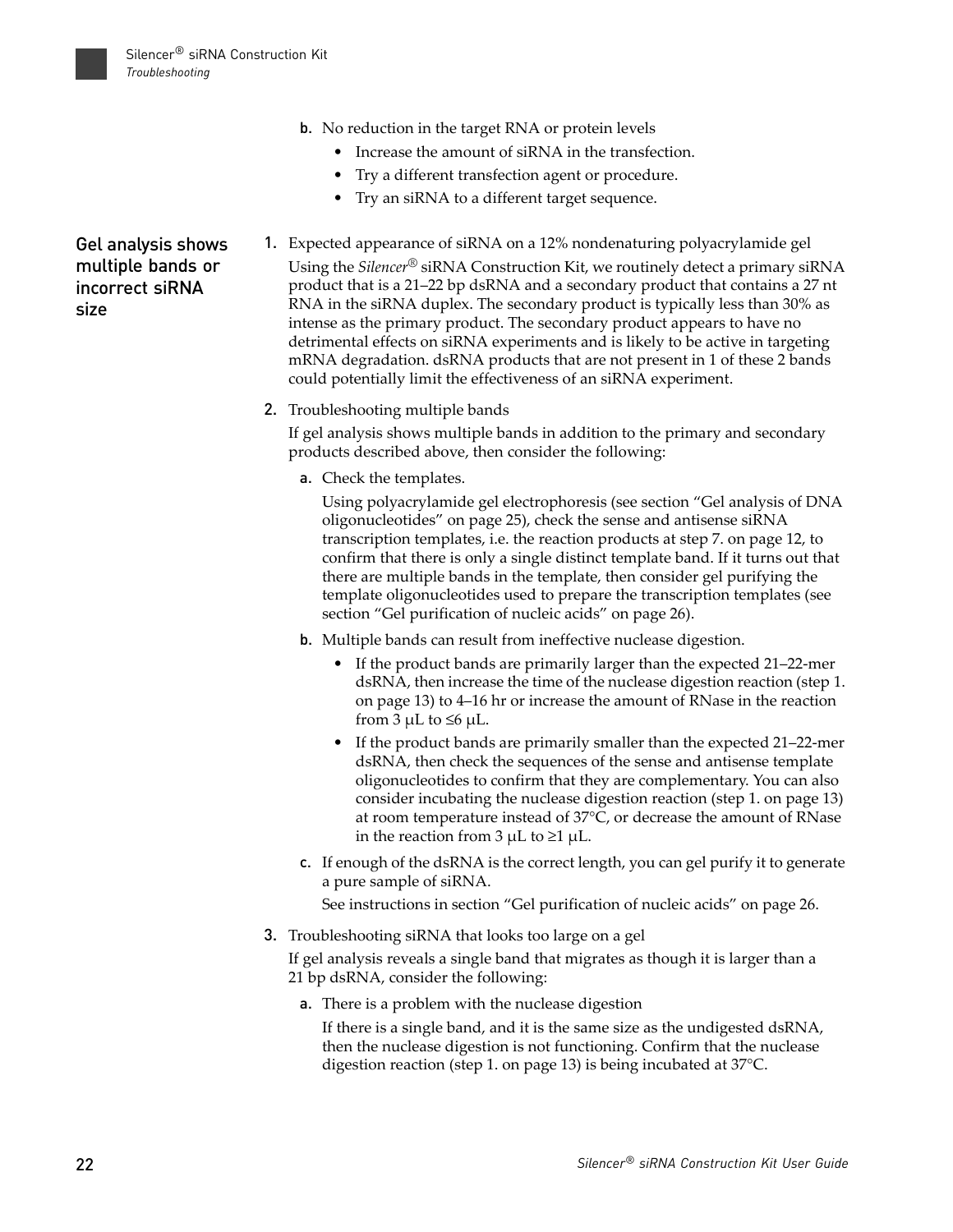b. No reduction in the target RNA or protein levels
   - Increase the amount of siRNA in the transfection.
   - Try a different transfection agent or procedure.
   - Try an siRNA to a different target sequence.

## Gel analysis shows multiple bands or incorrect siRNA size

1. Expected appearance of siRNA on a 12% nondenaturing polyacrylamide gel

   Using the *Silencer*® siRNA Construction Kit, we routinely detect a primary siRNA product that is a 21–22 bp dsRNA and a secondary product that contains a 27 nt RNA in the siRNA duplex. The secondary product is typically less than 30% as intense as the primary product. The secondary product appears to have no detrimental effects on siRNA experiments and is likely to be active in targeting mRNA degradation. dsRNA products that are not present in 1 of these 2 bands could potentially limit the effectiveness of an siRNA experiment.

2. Troubleshooting multiple bands

   If gel analysis shows multiple bands in addition to the primary and secondary products described above, then consider the following:

   a. Check the templates.

      Using polyacrylamide gel electrophoresis (see section "Gel analysis of DNA oligonucleotides" on page 25), check the sense and antisense siRNA transcription templates, i.e. the reaction products at step 7. on page 12, to confirm that there is only a single distinct template band. If it turns out that there are multiple bands in the template, then consider gel purifying the template oligonucleotides used to prepare the transcription templates (see section "Gel purification of nucleic acids" on page 26).

   b. Multiple bands can result from ineffective nuclease digestion.
      - If the product bands are primarily larger than the expected 21–22-mer dsRNA, then increase the time of the nuclease digestion reaction (step 1. on page 13) to 4–16 hr or increase the amount of RNase in the reaction from 3 μL to ≤6 μL.
      - If the product bands are primarily smaller than the expected 21–22-mer dsRNA, then check the sequences of the sense and antisense template oligonucleotides to confirm that they are complementary. You can also consider incubating the nuclease digestion reaction (step 1. on page 13) at room temperature instead of 37°C, or decrease the amount of RNase in the reaction from 3 μL to ≥1 μL.

   c. If enough of the dsRNA is the correct length, you can gel purify it to generate a pure sample of siRNA.

      See instructions in section "Gel purification of nucleic acids" on page 26.

3. Troubleshooting siRNA that looks too large on a gel

   If gel analysis reveals a single band that migrates as though it is larger than a 21 bp dsRNA, consider the following:

   a. There is a problem with the nuclease digestion

      If there is a single band, and it is the same size as the undigested dsRNA, then the nuclease digestion is not functioning. Confirm that the nuclease digestion reaction (step 1. on page 13) is being incubated at 37°C.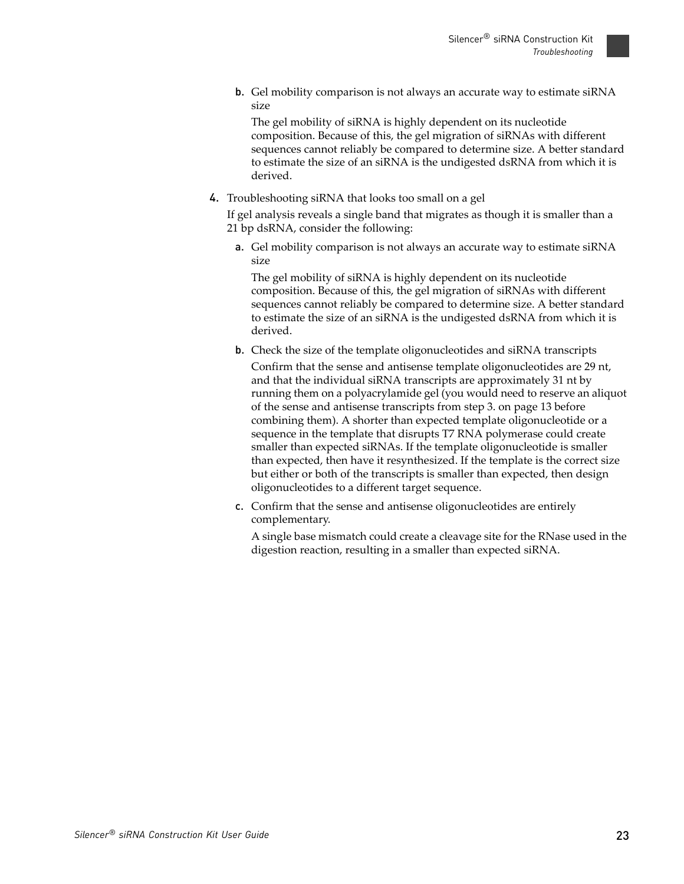b. Gel mobility comparison is not always an accurate way to estimate siRNA size

   The gel mobility of siRNA is highly dependent on its nucleotide composition. Because of this, the gel migration of siRNAs with different sequences cannot reliably be compared to determine size. A better standard to estimate the size of an siRNA is the undigested dsRNA from which it is derived.

4. Troubleshooting siRNA that looks too small on a gel

   If gel analysis reveals a single band that migrates as though it is smaller than a 21 bp dsRNA, consider the following:

   a. Gel mobility comparison is not always an accurate way to estimate siRNA size

      The gel mobility of siRNA is highly dependent on its nucleotide composition. Because of this, the gel migration of siRNAs with different sequences cannot reliably be compared to determine size. A better standard to estimate the size of an siRNA is the undigested dsRNA from which it is derived.

   b. Check the size of the template oligonucleotides and siRNA transcripts

      Confirm that the sense and antisense template oligonucleotides are 29 nt, and that the individual siRNA transcripts are approximately 31 nt by running them on a polyacrylamide gel (you would need to reserve an aliquot of the sense and antisense transcripts from step 3. on page 13 before combining them). A shorter than expected template oligonucleotide or a sequence in the template that disrupts T7 RNA polymerase could create smaller than expected siRNAs. If the template oligonucleotide is smaller than expected, then have it resynthesized. If the template is the correct size but either or both of the transcripts is smaller than expected, then design oligonucleotides to a different target sequence.

   c. Confirm that the sense and antisense oligonucleotides are entirely complementary.

      A single base mismatch could create a cleavage site for the RNase used in the digestion reaction, resulting in a smaller than expected siRNA.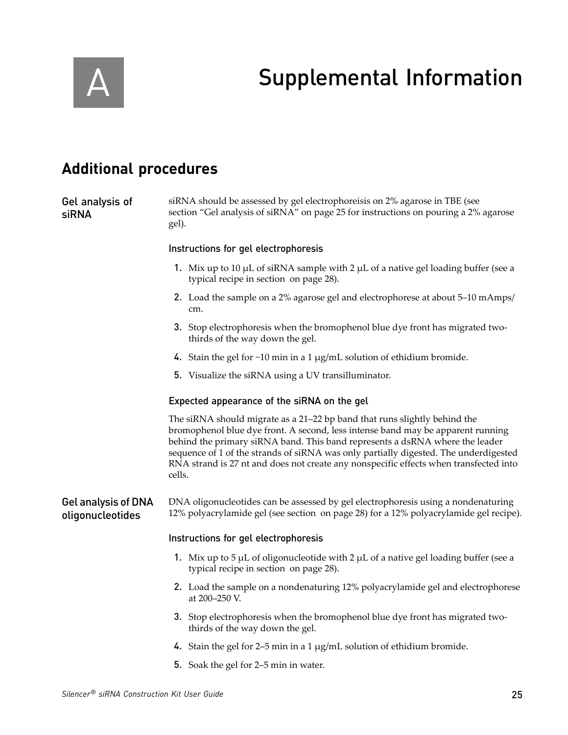# A Supplemental Information

## Additional procedures

### Gel analysis of siRNA

siRNA should be assessed by gel electrophoreisis on 2% agarose in TBE (see section "Gel analysis of siRNA" on page 25 for instructions on pouring a 2% agarose gel).

#### Instructions for gel electrophoresis

1. Mix up to 10 µL of siRNA sample with 2 µL of a native gel loading buffer (see a typical recipe in section  on page 28).
2. Load the sample on a 2% agarose gel and electrophorese at about 5–10 mAmps/cm.
3. Stop electrophoresis when the bromophenol blue dye front has migrated two-thirds of the way down the gel.
4. Stain the gel for ~10 min in a 1 µg/mL solution of ethidium bromide.
5. Visualize the siRNA using a UV transilluminator.

#### Expected appearance of the siRNA on the gel

The siRNA should migrate as a 21–22 bp band that runs slightly behind the bromophenol blue dye front. A second, less intense band may be apparent running behind the primary siRNA band. This band represents a dsRNA where the leader sequence of 1 of the strands of siRNA was only partially digested. The underdigested RNA strand is 27 nt and does not create any nonspecific effects when transfected into cells.

### Gel analysis of DNA oligonucleotides

DNA oligonucleotides can be assessed by gel electrophoresis using a nondenaturing 12% polyacrylamide gel (see section  on page 28) for a 12% polyacrylamide gel recipe).

#### Instructions for gel electrophoresis

1. Mix up to 5 µL of oligonucleotide with 2 µL of a native gel loading buffer (see a typical recipe in section  on page 28).
2. Load the sample on a nondenaturing 12% polyacrylamide gel and electrophorese at 200–250 V.
3. Stop electrophoresis when the bromophenol blue dye front has migrated two-thirds of the way down the gel.
4. Stain the gel for 2–5 min in a 1 µg/mL solution of ethidium bromide.
5. Soak the gel for 2–5 min in water.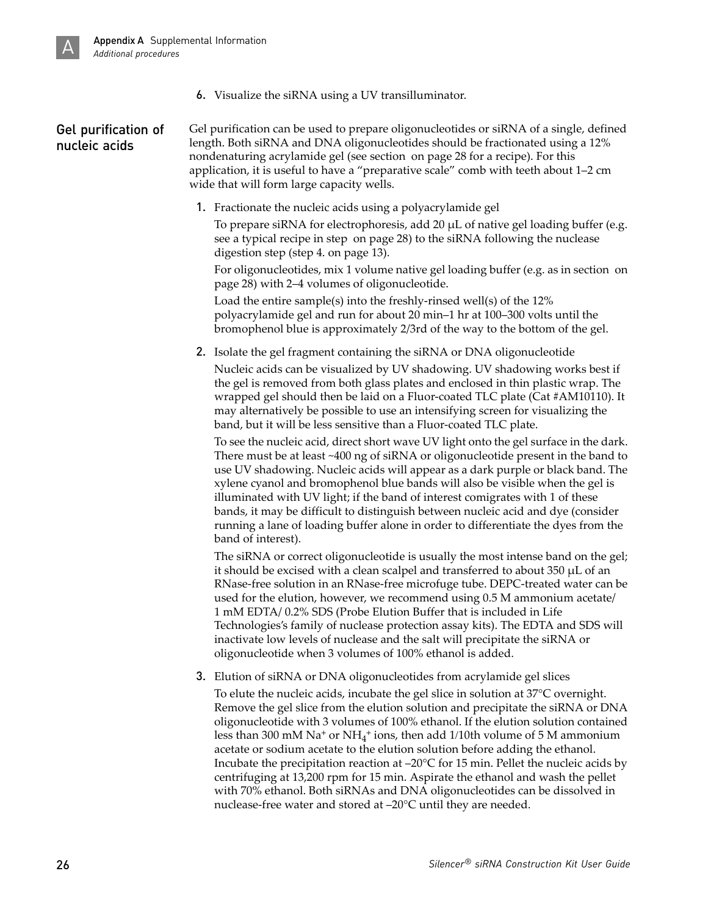6. Visualize the siRNA using a UV transilluminator.

## Gel purification of nucleic acids

Gel purification can be used to prepare oligonucleotides or siRNA of a single, defined length. Both siRNA and DNA oligonucleotides should be fractionated using a 12% nondenaturing acrylamide gel (see section  on page 28 for a recipe). For this application, it is useful to have a "preparative scale" comb with teeth about 1–2 cm wide that will form large capacity wells.

1. Fractionate the nucleic acids using a polyacrylamide gel

   To prepare siRNA for electrophoresis, add 20 μL of native gel loading buffer (e.g. see a typical recipe in step  on page 28) to the siRNA following the nuclease digestion step (step 4. on page 13).

   For oligonucleotides, mix 1 volume native gel loading buffer (e.g. as in section  on page 28) with 2–4 volumes of oligonucleotide.

   Load the entire sample(s) into the freshly-rinsed well(s) of the 12% polyacrylamide gel and run for about 20 min–1 hr at 100–300 volts until the bromophenol blue is approximately 2/3rd of the way to the bottom of the gel.

2. Isolate the gel fragment containing the siRNA or DNA oligonucleotide

   Nucleic acids can be visualized by UV shadowing. UV shadowing works best if the gel is removed from both glass plates and enclosed in thin plastic wrap. The wrapped gel should then be laid on a Fluor-coated TLC plate (Cat #AM10110). It may alternatively be possible to use an intensifying screen for visualizing the band, but it will be less sensitive than a Fluor-coated TLC plate.

   To see the nucleic acid, direct short wave UV light onto the gel surface in the dark. There must be at least ~400 ng of siRNA or oligonucleotide present in the band to use UV shadowing. Nucleic acids will appear as a dark purple or black band. The xylene cyanol and bromophenol blue bands will also be visible when the gel is illuminated with UV light; if the band of interest comigrates with 1 of these bands, it may be difficult to distinguish between nucleic acid and dye (consider running a lane of loading buffer alone in order to differentiate the dyes from the band of interest).

   The siRNA or correct oligonucleotide is usually the most intense band on the gel; it should be excised with a clean scalpel and transferred to about 350 μL of an RNase-free solution in an RNase-free microfuge tube. DEPC-treated water can be used for the elution, however, we recommend using 0.5 M ammonium acetate/ 1 mM EDTA/ 0.2% SDS (Probe Elution Buffer that is included in Life Technologies's family of nuclease protection assay kits). The EDTA and SDS will inactivate low levels of nuclease and the salt will precipitate the siRNA or oligonucleotide when 3 volumes of 100% ethanol is added.

3. Elution of siRNA or DNA oligonucleotides from acrylamide gel slices

   To elute the nucleic acids, incubate the gel slice in solution at 37°C overnight. Remove the gel slice from the elution solution and precipitate the siRNA or DNA oligonucleotide with 3 volumes of 100% ethanol. If the elution solution contained less than 300 mM $Na^+$ or $NH_4^+$ ions, then add 1/10th volume of 5 M ammonium acetate or sodium acetate to the elution solution before adding the ethanol. Incubate the precipitation reaction at –20°C for 15 min. Pellet the nucleic acids by centrifuging at 13,200 rpm for 15 min. Aspirate the ethanol and wash the pellet with 70% ethanol. Both siRNAs and DNA oligonucleotides can be dissolved in nuclease-free water and stored at –20°C until they are needed.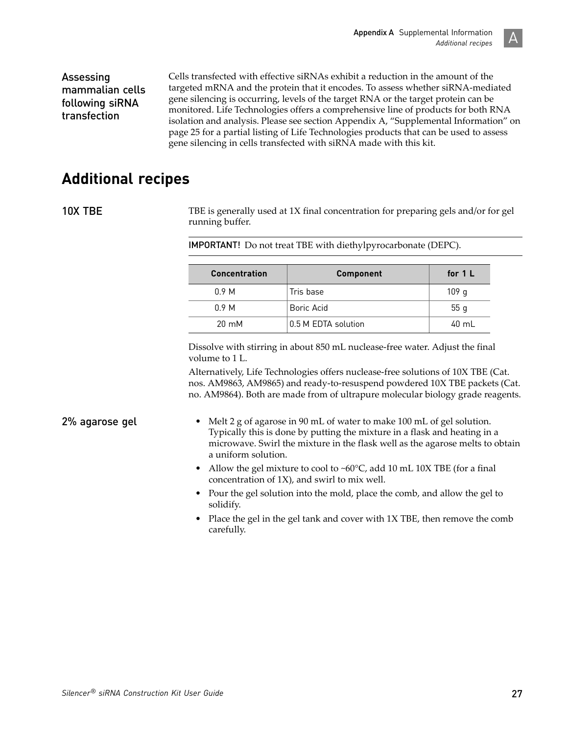### Assessing mammalian cells following siRNA transfection

Cells transfected with effective siRNAs exhibit a reduction in the amount of the targeted mRNA and the protein that it encodes. To assess whether siRNA-mediated gene silencing is occurring, levels of the target RNA or the target protein can be monitored. Life Technologies offers a comprehensive line of products for both RNA isolation and analysis. Please see section Appendix A, "Supplemental Information" on page 25 for a partial listing of Life Technologies products that can be used to assess gene silencing in cells transfected with siRNA made with this kit.

## Additional recipes

### 10X TBE

TBE is generally used at 1X final concentration for preparing gels and/or for gel running buffer.

**IMPORTANT!** Do not treat TBE with diethylpyrocarbonate (DEPC).

| Concentration | Component | for 1 L |
|---|---|---|
| 0.9 M | Tris base | 109 g |
| 0.9 M | Boric Acid | 55 g |
| 20 mM | 0.5 M EDTA solution | 40 mL |

Dissolve with stirring in about 850 mL nuclease-free water. Adjust the final volume to 1 L.

Alternatively, Life Technologies offers nuclease-free solutions of 10X TBE (Cat. nos. AM9863, AM9865) and ready-to-resuspend powdered 10X TBE packets (Cat. no. AM9864). Both are made from of ultrapure molecular biology grade reagents.

### 2% agarose gel

- Melt 2 g of agarose in 90 mL of water to make 100 mL of gel solution. Typically this is done by putting the mixture in a flask and heating in a microwave. Swirl the mixture in the flask well as the agarose melts to obtain a uniform solution.
- Allow the gel mixture to cool to ~60°C, add 10 mL 10X TBE (for a final concentration of 1X), and swirl to mix well.
- Pour the gel solution into the mold, place the comb, and allow the gel to solidify.
- Place the gel in the gel tank and cover with 1X TBE, then remove the comb carefully.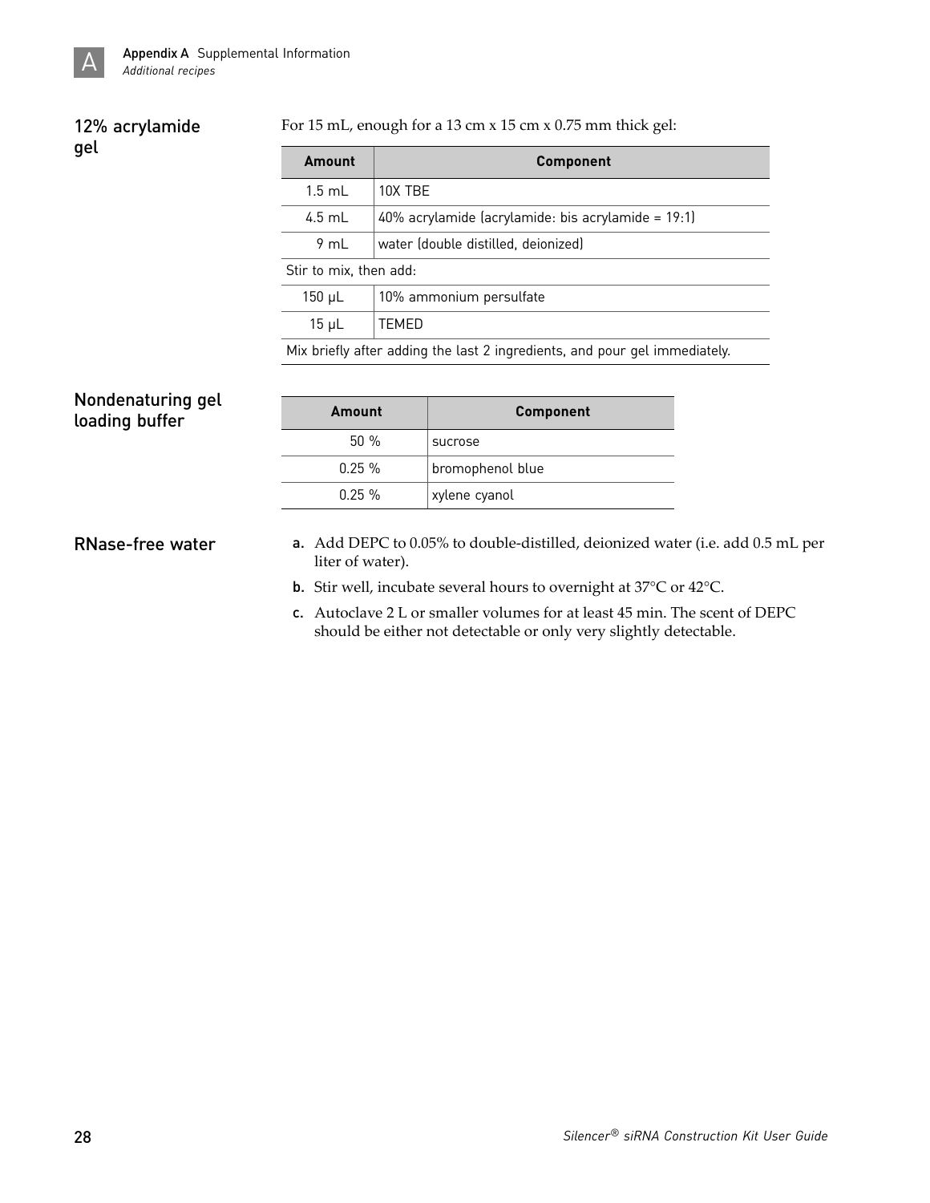## 12% acrylamide gel

For 15 mL, enough for a 13 cm x 15 cm x 0.75 mm thick gel:

| Amount | Component |
|---|---|
| 1.5 mL | 10X TBE |
| 4.5 mL | 40% acrylamide (acrylamide: bis acrylamide = 19:1) |
| 9 mL | water (double distilled, deionized) |
| Stir to mix, then add: | |
| 150 µL | 10% ammonium persulfate |
| 15 µL | TEMED |
| Mix briefly after adding the last 2 ingredients, and pour gel immediately. | |

## Nondenaturing gel loading buffer

| Amount | Component |
|---|---|
| 50 % | sucrose |
| 0.25 % | bromophenol blue |
| 0.25 % | xylene cyanol |

## RNase-free water

a. Add DEPC to 0.05% to double-distilled, deionized water (i.e. add 0.5 mL per liter of water).

b. Stir well, incubate several hours to overnight at 37°C or 42°C.

c. Autoclave 2 L or smaller volumes for at least 45 min. The scent of DEPC should be either not detectable or only very slightly detectable.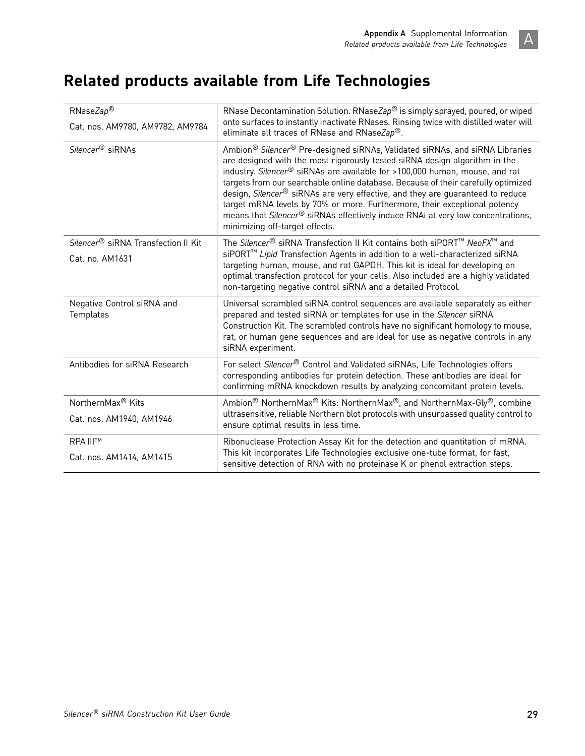# Related products available from Life Technologies

| Product | Description |
|---|---|
| RNase*Zap*® <br> Cat. nos. AM9780, AM9782, AM9784 | RNase Decontamination Solution. RNase*Zap*® is simply sprayed, poured, or wiped onto surfaces to instantly inactivate RNases. Rinsing twice with distilled water will eliminate all traces of RNase and RNase*Zap*®. |
| *Silencer*® siRNAs | Ambion® *Silencer*® Pre-designed siRNAs, Validated siRNAs, and siRNA Libraries are designed with the most rigorously tested siRNA design algorithm in the industry. *Silencer*® siRNAs are available for >100,000 human, mouse, and rat targets from our searchable online database. Because of their carefully optimized design, *Silencer*® siRNAs are very effective, and they are guaranteed to reduce target mRNA levels by 70% or more. Furthermore, their exceptional potency means that *Silencer*® siRNAs effectively induce RNAi at very low concentrations, minimizing off-target effects. |
| *Silencer*® siRNA Transfection II Kit <br> Cat. no. AM1631 | The *Silencer*® siRNA Transfection II Kit contains both siPORT™ *NeoFX*™ and siPORT™ *Lipid* Transfection Agents in addition to a well-characterized siRNA targeting human, mouse, and rat GAPDH. This kit is ideal for developing an optimal transfection protocol for your cells. Also included are a highly validated non-targeting negative control siRNA and a detailed Protocol. |
| Negative Control siRNA and Templates | Universal scrambled siRNA control sequences are available separately as either prepared and tested siRNA or templates for use in the *Silencer* siRNA Construction Kit. The scrambled controls have no significant homology to mouse, rat, or human gene sequences and are ideal for use as negative controls in any siRNA experiment. |
| Antibodies for siRNA Research | For select *Silencer*® Control and Validated siRNAs, Life Technologies offers corresponding antibodies for protein detection. These antibodies are ideal for confirming mRNA knockdown results by analyzing concomitant protein levels. |
| NorthernMax® Kits <br> Cat. nos. AM1940, AM1946 | Ambion® NorthernMax® Kits: NorthernMax®, and NorthernMax-Gly®, combine ultrasensitive, reliable Northern blot protocols with unsurpassed quality control to ensure optimal results in less time. |
| RPA III™ <br> Cat. nos. AM1414, AM1415 | Ribonuclease Protection Assay Kit for the detection and quantitation of mRNA. This kit incorporates Life Technologies exclusive one-tube format, for fast, sensitive detection of RNA with no proteinase K or phenol extraction steps. |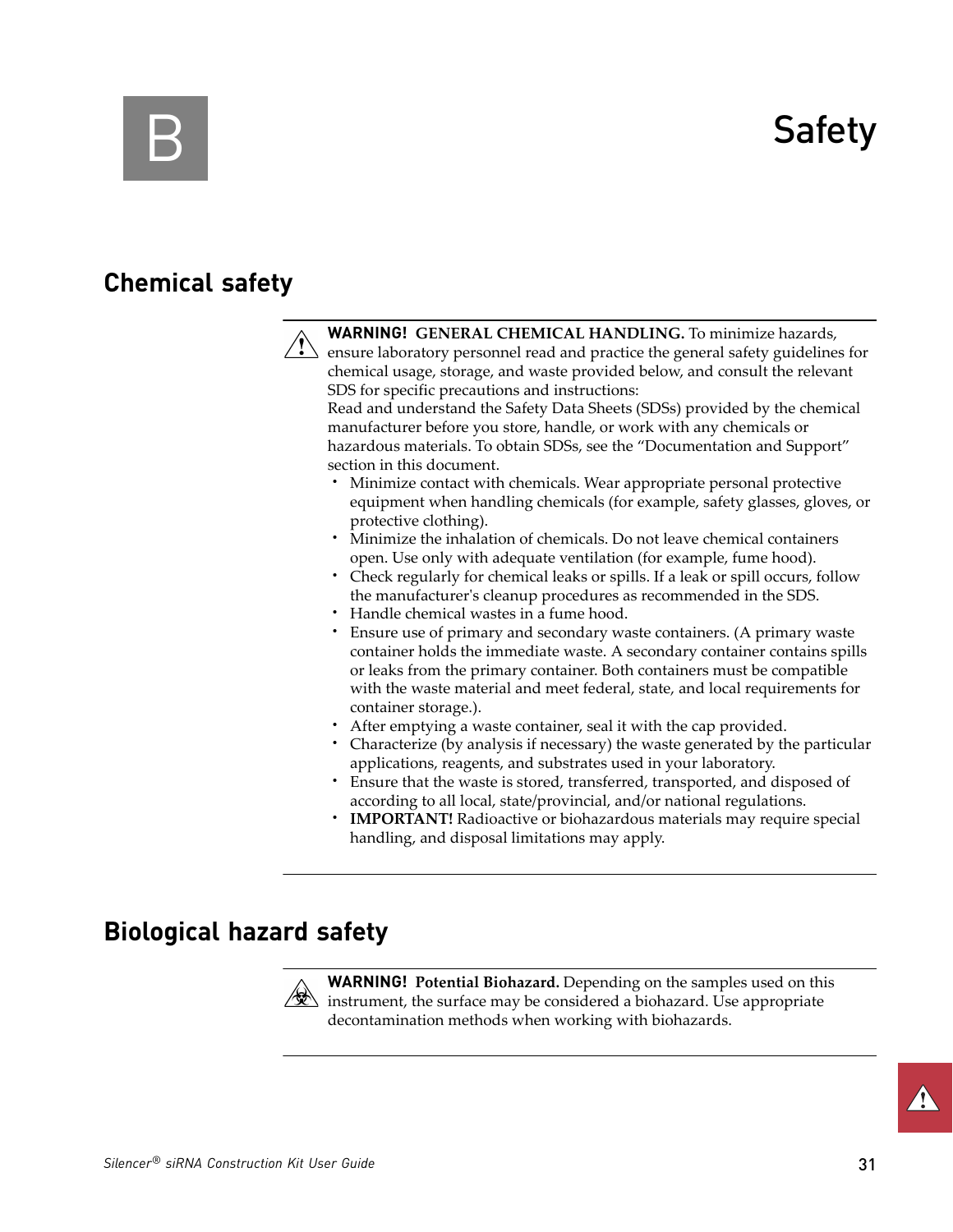# B Safety

## Chemical safety

**WARNING!** **GENERAL CHEMICAL HANDLING.** To minimize hazards, ensure laboratory personnel read and practice the general safety guidelines for chemical usage, storage, and waste provided below, and consult the relevant SDS for specific precautions and instructions:
Read and understand the Safety Data Sheets (SDSs) provided by the chemical manufacturer before you store, handle, or work with any chemicals or hazardous materials. To obtain SDSs, see the "Documentation and Support" section in this document.

- Minimize contact with chemicals. Wear appropriate personal protective equipment when handling chemicals (for example, safety glasses, gloves, or protective clothing).
- Minimize the inhalation of chemicals. Do not leave chemical containers open. Use only with adequate ventilation (for example, fume hood).
- Check regularly for chemical leaks or spills. If a leak or spill occurs, follow the manufacturer's cleanup procedures as recommended in the SDS.
- Handle chemical wastes in a fume hood.
- Ensure use of primary and secondary waste containers. (A primary waste container holds the immediate waste. A secondary container contains spills or leaks from the primary container. Both containers must be compatible with the waste material and meet federal, state, and local requirements for container storage.).
- After emptying a waste container, seal it with the cap provided.
- Characterize (by analysis if necessary) the waste generated by the particular applications, reagents, and substrates used in your laboratory.
- Ensure that the waste is stored, transferred, transported, and disposed of according to all local, state/provincial, and/or national regulations.
- **IMPORTANT!** Radioactive or biohazardous materials may require special handling, and disposal limitations may apply.

## Biological hazard safety

**WARNING!** **Potential Biohazard.** Depending on the samples used on this instrument, the surface may be considered a biohazard. Use appropriate decontamination methods when working with biohazards.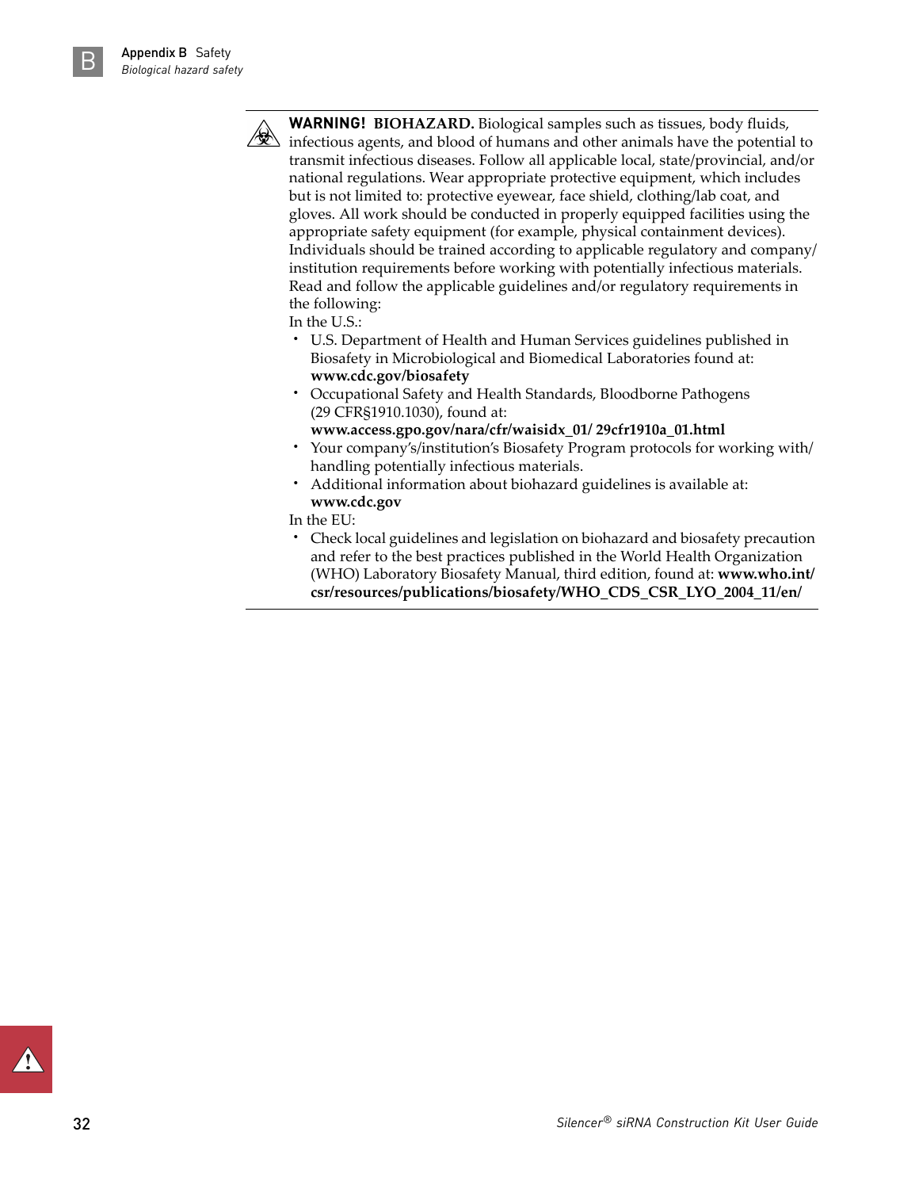**WARNING! BIOHAZARD.** Biological samples such as tissues, body fluids, infectious agents, and blood of humans and other animals have the potential to transmit infectious diseases. Follow all applicable local, state/provincial, and/or national regulations. Wear appropriate protective equipment, which includes but is not limited to: protective eyewear, face shield, clothing/lab coat, and gloves. All work should be conducted in properly equipped facilities using the appropriate safety equipment (for example, physical containment devices). Individuals should be trained according to applicable regulatory and company/institution requirements before working with potentially infectious materials. Read and follow the applicable guidelines and/or regulatory requirements in the following:

In the U.S.:

- U.S. Department of Health and Human Services guidelines published in Biosafety in Microbiological and Biomedical Laboratories found at: **www.cdc.gov/biosafety**
- Occupational Safety and Health Standards, Bloodborne Pathogens (29 CFR§1910.1030), found at: **www.access.gpo.gov/nara/cfr/waisidx_01/ 29cfr1910a_01.html**
- Your company's/institution's Biosafety Program protocols for working with/handling potentially infectious materials.
- Additional information about biohazard guidelines is available at: **www.cdc.gov**

In the EU:

- Check local guidelines and legislation on biohazard and biosafety precaution and refer to the best practices published in the World Health Organization (WHO) Laboratory Biosafety Manual, third edition, found at: **www.who.int/csr/resources/publications/biosafety/WHO_CDS_CSR_LYO_2004_11/en/**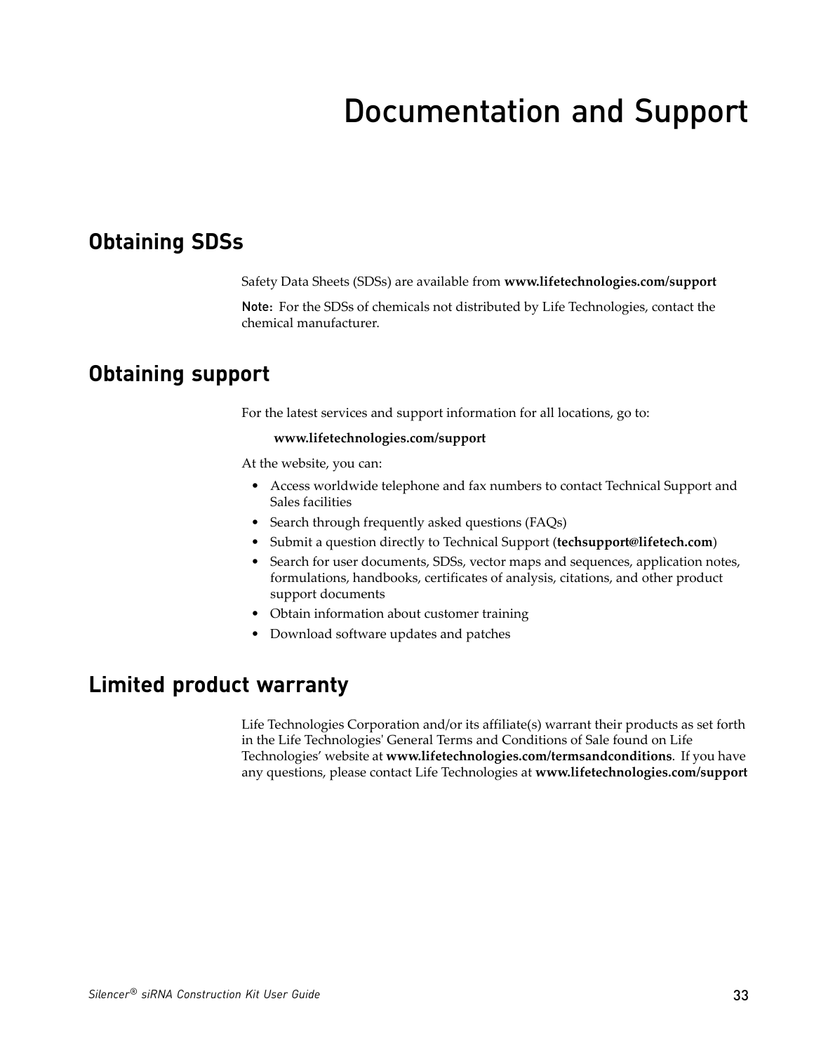# Documentation and Support

## Obtaining SDSs

Safety Data Sheets (SDSs) are available from **www.lifetechnologies.com/support**

Note: For the SDSs of chemicals not distributed by Life Technologies, contact the chemical manufacturer.

## Obtaining support

For the latest services and support information for all locations, go to:

**www.lifetechnologies.com/support**

At the website, you can:

- Access worldwide telephone and fax numbers to contact Technical Support and Sales facilities
- Search through frequently asked questions (FAQs)
- Submit a question directly to Technical Support (**techsupport@lifetech.com**)
- Search for user documents, SDSs, vector maps and sequences, application notes, formulations, handbooks, certificates of analysis, citations, and other product support documents
- Obtain information about customer training
- Download software updates and patches

## Limited product warranty

Life Technologies Corporation and/or its affiliate(s) warrant their products as set forth in the Life Technologies' General Terms and Conditions of Sale found on Life Technologies' website at **www.lifetechnologies.com/termsandconditions**. If you have any questions, please contact Life Technologies at **www.lifetechnologies.com/support**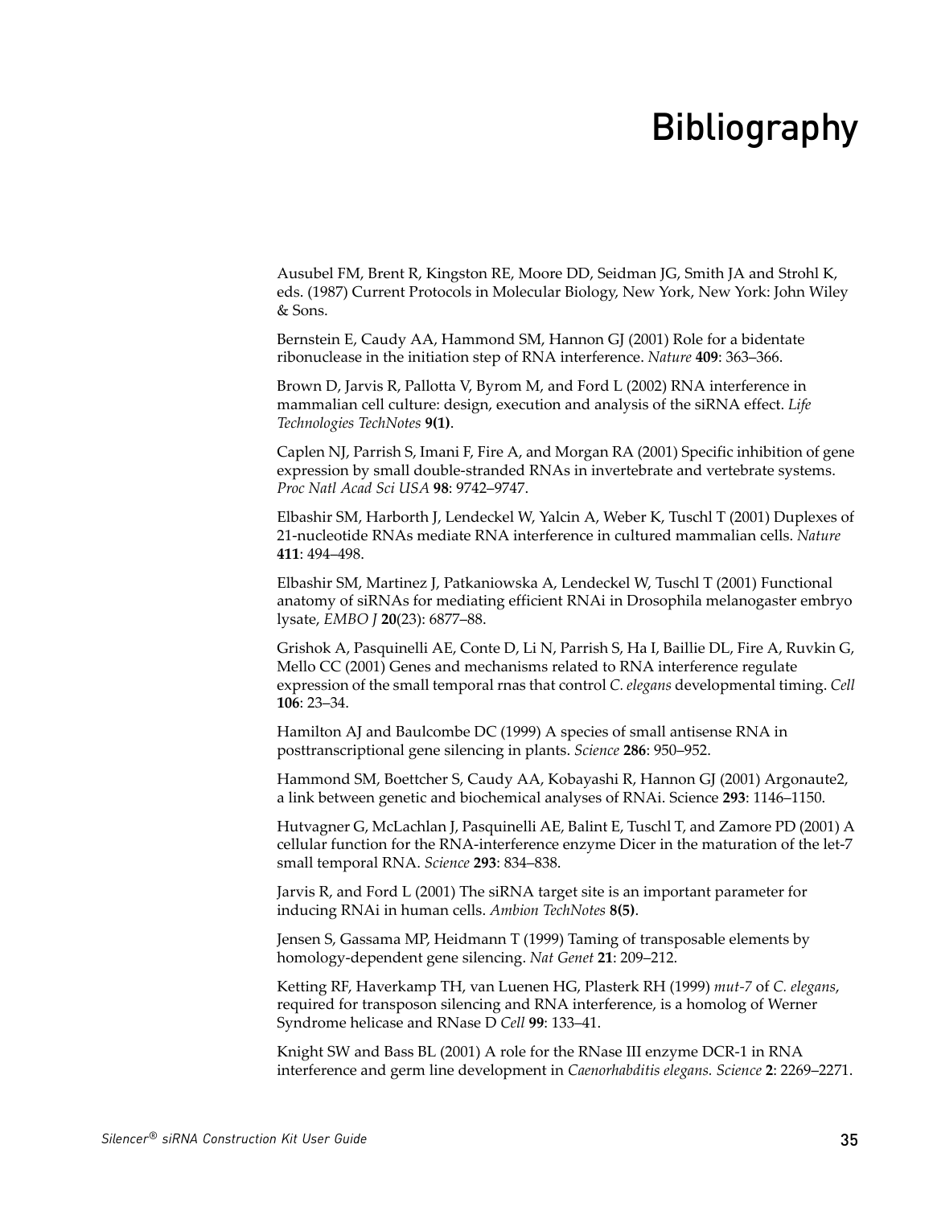# Bibliography

Ausubel FM, Brent R, Kingston RE, Moore DD, Seidman JG, Smith JA and Strohl K, eds. (1987) Current Protocols in Molecular Biology, New York, New York: John Wiley & Sons.

Bernstein E, Caudy AA, Hammond SM, Hannon GJ (2001) Role for a bidentate ribonuclease in the initiation step of RNA interference. *Nature* **409**: 363–366.

Brown D, Jarvis R, Pallotta V, Byrom M, and Ford L (2002) RNA interference in mammalian cell culture: design, execution and analysis of the siRNA effect. *Life Technologies TechNotes* **9(1)**.

Caplen NJ, Parrish S, Imani F, Fire A, and Morgan RA (2001) Specific inhibition of gene expression by small double-stranded RNAs in invertebrate and vertebrate systems. *Proc Natl Acad Sci USA* **98**: 9742–9747.

Elbashir SM, Harborth J, Lendeckel W, Yalcin A, Weber K, Tuschl T (2001) Duplexes of 21-nucleotide RNAs mediate RNA interference in cultured mammalian cells. *Nature* **411**: 494–498.

Elbashir SM, Martinez J, Patkaniowska A, Lendeckel W, Tuschl T (2001) Functional anatomy of siRNAs for mediating efficient RNAi in Drosophila melanogaster embryo lysate, *EMBO J* **20**(23): 6877–88.

Grishok A, Pasquinelli AE, Conte D, Li N, Parrish S, Ha I, Baillie DL, Fire A, Ruvkin G, Mello CC (2001) Genes and mechanisms related to RNA interference regulate expression of the small temporal rnas that control *C. elegans* developmental timing. *Cell* **106**: 23–34.

Hamilton AJ and Baulcombe DC (1999) A species of small antisense RNA in posttranscriptional gene silencing in plants. *Science* **286**: 950–952.

Hammond SM, Boettcher S, Caudy AA, Kobayashi R, Hannon GJ (2001) Argonaute2, a link between genetic and biochemical analyses of RNAi. Science **293**: 1146–1150.

Hutvagner G, McLachlan J, Pasquinelli AE, Balint E, Tuschl T, and Zamore PD (2001) A cellular function for the RNA-interference enzyme Dicer in the maturation of the let-7 small temporal RNA. *Science* **293**: 834–838.

Jarvis R, and Ford L (2001) The siRNA target site is an important parameter for inducing RNAi in human cells. *Ambion TechNotes* **8(5)**.

Jensen S, Gassama MP, Heidmann T (1999) Taming of transposable elements by homology-dependent gene silencing. *Nat Genet* **21**: 209–212.

Ketting RF, Haverkamp TH, van Luenen HG, Plasterk RH (1999) *mut-7* of *C. elegans*, required for transposon silencing and RNA interference, is a homolog of Werner Syndrome helicase and RNase D *Cell* **99**: 133–41.

Knight SW and Bass BL (2001) A role for the RNase III enzyme DCR-1 in RNA interference and germ line development in *Caenorhabditis elegans. Science* **2**: 2269–2271.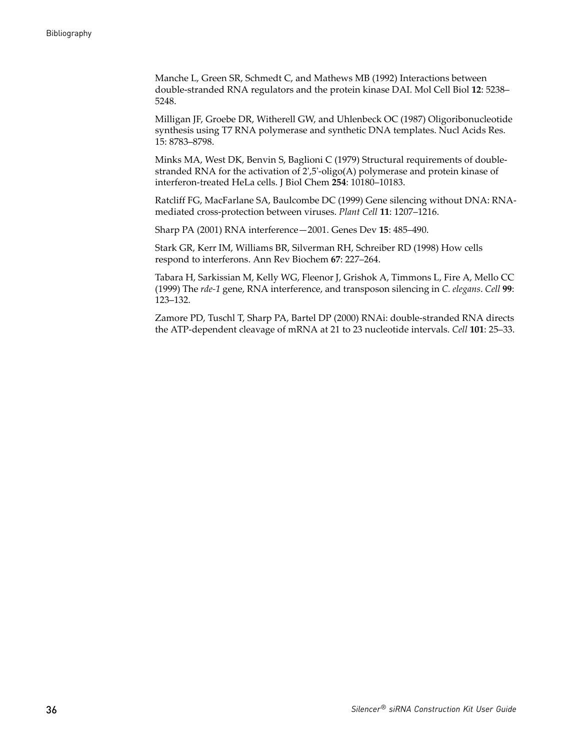Manche L, Green SR, Schmedt C, and Mathews MB (1992) Interactions between double-stranded RNA regulators and the protein kinase DAI. Mol Cell Biol **12**: 5238–5248.

Milligan JF, Groebe DR, Witherell GW, and Uhlenbeck OC (1987) Oligoribonucleotide synthesis using T7 RNA polymerase and synthetic DNA templates. Nucl Acids Res. 15: 8783–8798.

Minks MA, West DK, Benvin S, Baglioni C (1979) Structural requirements of double-stranded RNA for the activation of 2',5'-oligo(A) polymerase and protein kinase of interferon-treated HeLa cells. J Biol Chem **254**: 10180–10183.

Ratcliff FG, MacFarlane SA, Baulcombe DC (1999) Gene silencing without DNA: RNA-mediated cross-protection between viruses. *Plant Cell* **11**: 1207–1216.

Sharp PA (2001) RNA interference—2001. Genes Dev **15**: 485–490.

Stark GR, Kerr IM, Williams BR, Silverman RH, Schreiber RD (1998) How cells respond to interferons. Ann Rev Biochem **67**: 227–264.

Tabara H, Sarkissian M, Kelly WG, Fleenor J, Grishok A, Timmons L, Fire A, Mello CC (1999) The *rde-1* gene, RNA interference, and transposon silencing in *C. elegans*. *Cell* **99**: 123–132.

Zamore PD, Tuschl T, Sharp PA, Bartel DP (2000) RNAi: double-stranded RNA directs the ATP-dependent cleavage of mRNA at 21 to 23 nucleotide intervals. *Cell* **101**: 25–33.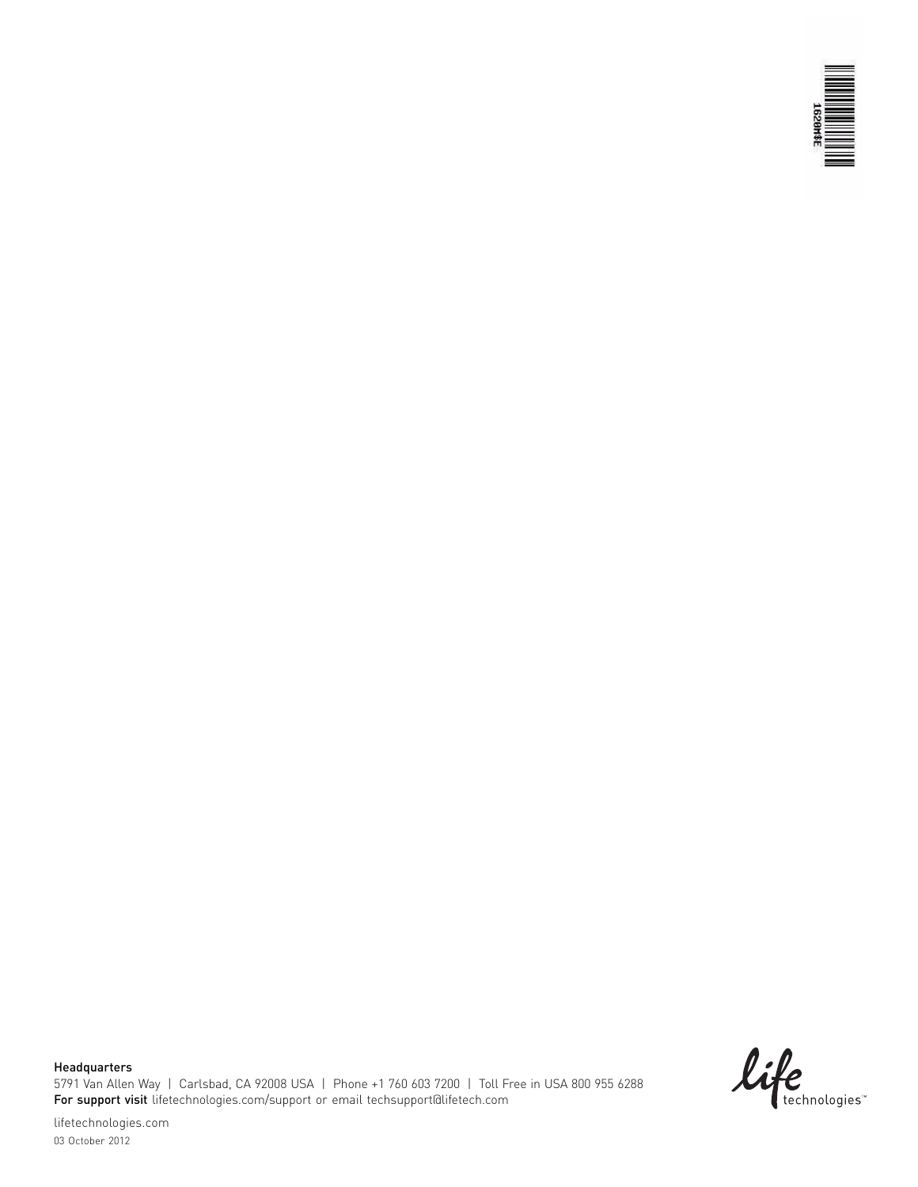1620H$E

**Headquarters**
5791 Van Allen Way | Carlsbad, CA 92008 USA | Phone +1 760 603 7200 | Toll Free in USA 800 955 6288
**For support visit** lifetechnologies.com/support or email techsupport@lifetech.com

lifetechnologies.com
03 October 2012

life technologies™